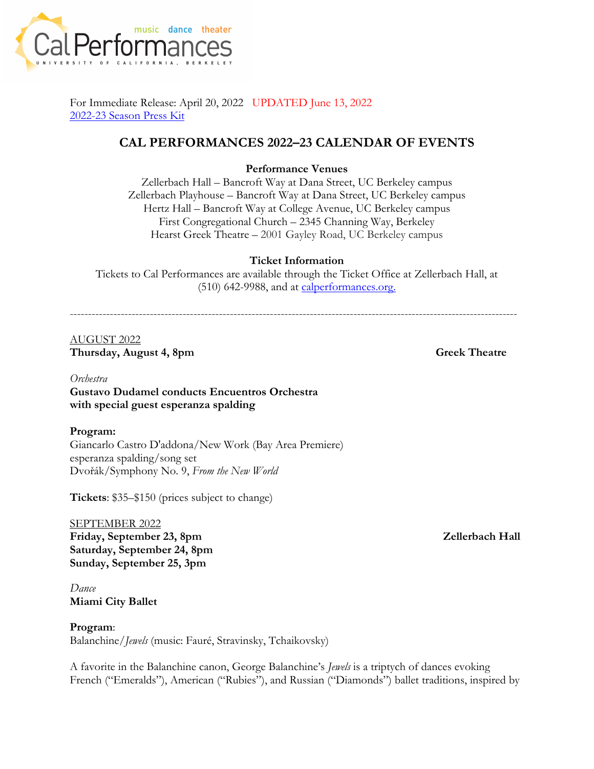Cal Performances
music dance theater
UNIVERSITY OF CALIFORNIA, BERKELEY

For Immediate Release: April 20, 2022 UPDATED June 13, 2022
2022-23 Season Press Kit

# CAL PERFORMANCES 2022–23 CALENDAR OF EVENTS

**Performance Venues**

Zellerbach Hall – Bancroft Way at Dana Street, UC Berkeley campus
Zellerbach Playhouse – Bancroft Way at Dana Street, UC Berkeley campus
Hertz Hall – Bancroft Way at College Avenue, UC Berkeley campus
First Congregational Church – 2345 Channing Way, Berkeley
Hearst Greek Theatre – 2001 Gayley Road, UC Berkeley campus

**Ticket Information**

Tickets to Cal Performances are available through the Ticket Office at Zellerbach Hall, at (510) 642-9988, and at calperformances.org.

---

AUGUST 2022

**Thursday, August 4, 8pm** **Greek Theatre**

*Orchestra*
**Gustavo Dudamel conducts Encuentros Orchestra**
**with special guest esperanza spalding**

**Program:**
Giancarlo Castro D'addona/New Work (Bay Area Premiere)
esperanza spalding/song set
Dvořák/Symphony No. 9, *From the New World*

**Tickets**: $35–$150 (prices subject to change)

SEPTEMBER 2022

**Friday, September 23, 8pm** **Zellerbach Hall**
**Saturday, September 24, 8pm**
**Sunday, September 25, 3pm**

*Dance*
**Miami City Ballet**

**Program**:
Balanchine/*Jewels* (music: Fauré, Stravinsky, Tchaikovsky)

A favorite in the Balanchine canon, George Balanchine's *Jewels* is a triptych of dances evoking French ("Emeralds"), American ("Rubies"), and Russian ("Diamonds") ballet traditions, inspired by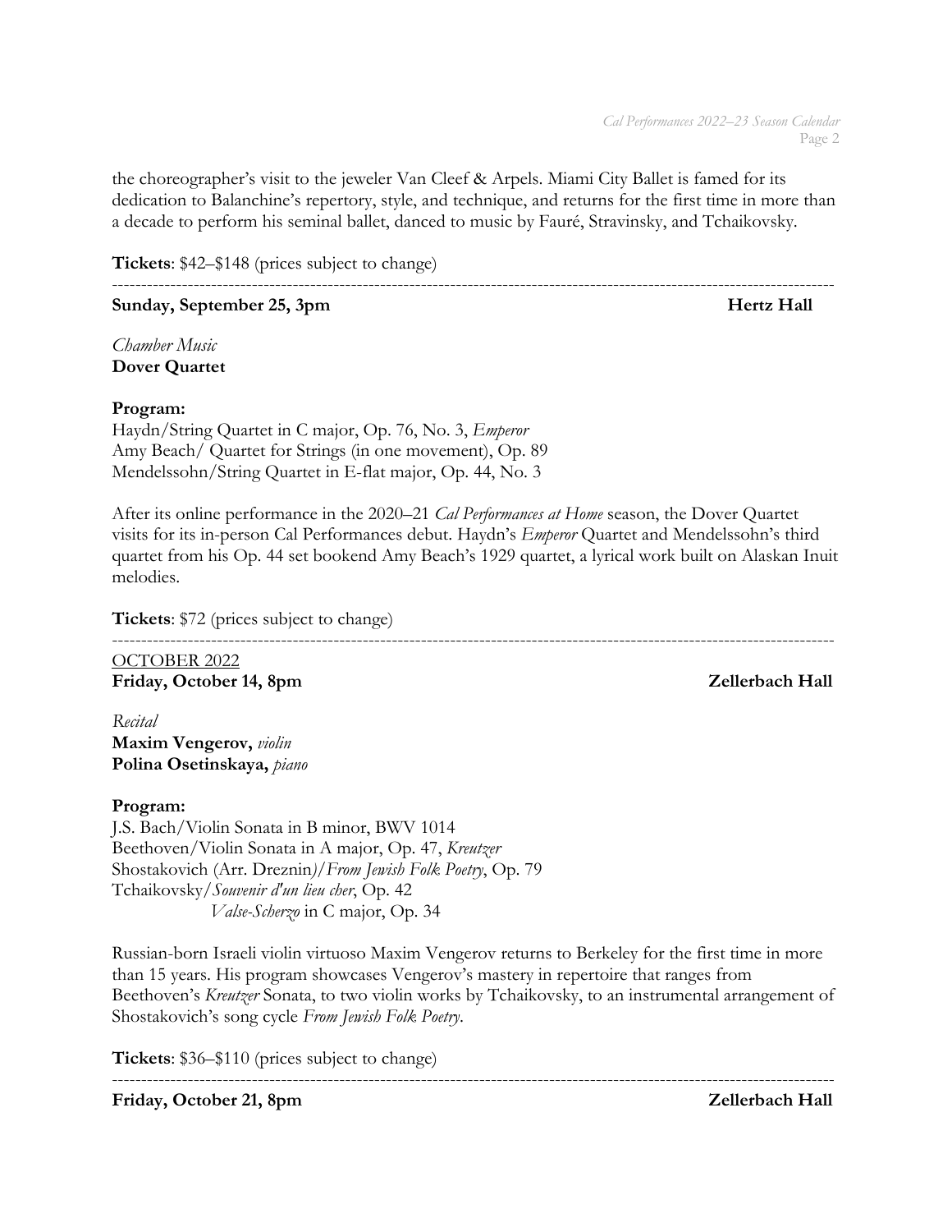the choreographer's visit to the jeweler Van Cleef & Arpels. Miami City Ballet is famed for its dedication to Balanchine's repertory, style, and technique, and returns for the first time in more than a decade to perform his seminal ballet, danced to music by Fauré, Stravinsky, and Tchaikovsky.

**Tickets**: $42–$148 (prices subject to change)

---

**Sunday, September 25, 3pm** **Hertz Hall**

*Chamber Music*
**Dover Quartet**

**Program:**
Haydn/String Quartet in C major, Op. 76, No. 3, *Emperor*
Amy Beach/ Quartet for Strings (in one movement), Op. 89
Mendelssohn/String Quartet in E-flat major, Op. 44, No. 3

After its online performance in the 2020–21 *Cal Performances at Home* season, the Dover Quartet visits for its in-person Cal Performances debut. Haydn's *Emperor* Quartet and Mendelssohn's third quartet from his Op. 44 set bookend Amy Beach's 1929 quartet, a lyrical work built on Alaskan Inuit melodies.

**Tickets**: $72 (prices subject to change)

---

OCTOBER 2022
**Friday, October 14, 8pm** **Zellerbach Hall**

*Recital*
**Maxim Vengerov,** *violin*
**Polina Osetinskaya,** *piano*

**Program:**
J.S. Bach/Violin Sonata in B minor, BWV 1014
Beethoven/Violin Sonata in A major, Op. 47, *Kreutzer*
Shostakovich (Arr. Dreznin)/*From Jewish Folk Poetry*, Op. 79
Tchaikovsky/*Souvenir d'un lieu cher*, Op. 42
*Valse-Scherzo* in C major, Op. 34

Russian-born Israeli violin virtuoso Maxim Vengerov returns to Berkeley for the first time in more than 15 years. His program showcases Vengerov's mastery in repertoire that ranges from Beethoven's *Kreutzer* Sonata, to two violin works by Tchaikovsky, to an instrumental arrangement of Shostakovich's song cycle *From Jewish Folk Poetry*.

**Tickets**: $36–$110 (prices subject to change)

---

**Friday, October 21, 8pm** **Zellerbach Hall**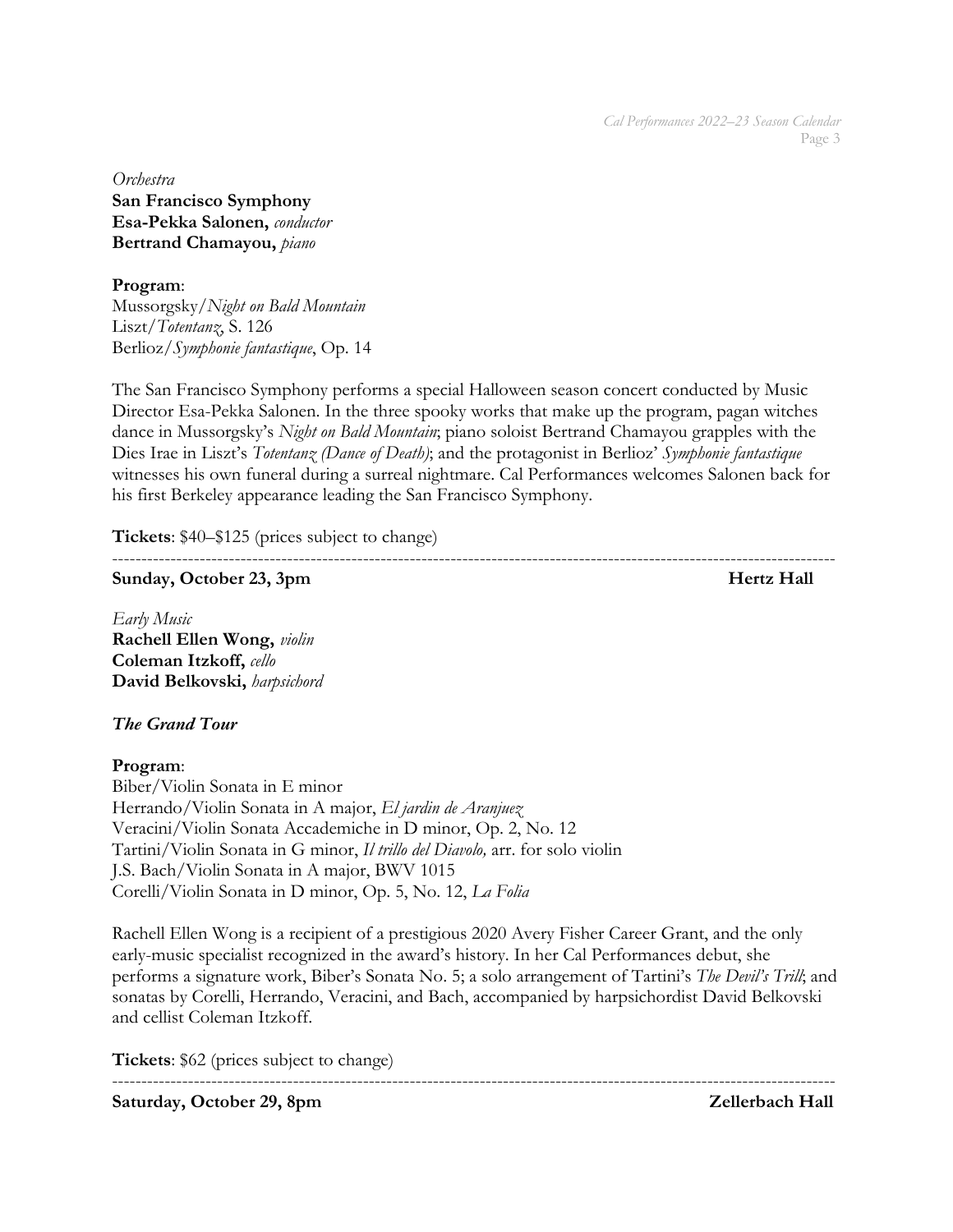*Orchestra*
**San Francisco Symphony**
**Esa-Pekka Salonen,** *conductor*
**Bertrand Chamayou,** *piano*

**Program**:
Mussorgsky/*Night on Bald Mountain*
Liszt/*Totentanz*, S. 126
Berlioz/*Symphonie fantastique*, Op. 14

The San Francisco Symphony performs a special Halloween season concert conducted by Music Director Esa-Pekka Salonen. In the three spooky works that make up the program, pagan witches dance in Mussorgsky's *Night on Bald Mountain*; piano soloist Bertrand Chamayou grapples with the Dies Irae in Liszt's *Totentanz (Dance of Death)*; and the protagonist in Berlioz' *Symphonie fantastique* witnesses his own funeral during a surreal nightmare. Cal Performances welcomes Salonen back for his first Berkeley appearance leading the San Francisco Symphony.

**Tickets**: $40–$125 (prices subject to change)

---

**Sunday, October 23, 3pm** **Hertz Hall**

*Early Music*
**Rachell Ellen Wong,** *violin*
**Coleman Itzkoff,** *cello*
**David Belkovski,** *harpsichord*

***The Grand Tour***

**Program**:
Biber/Violin Sonata in E minor
Herrando/Violin Sonata in A major, *El jardin de Aranjuez*
Veracini/Violin Sonata Accademiche in D minor, Op. 2, No. 12
Tartini/Violin Sonata in G minor, *Il trillo del Diavolo,* arr. for solo violin
J.S. Bach/Violin Sonata in A major, BWV 1015
Corelli/Violin Sonata in D minor, Op. 5, No. 12, *La Folia*

Rachell Ellen Wong is a recipient of a prestigious 2020 Avery Fisher Career Grant, and the only early-music specialist recognized in the award's history. In her Cal Performances debut, she performs a signature work, Biber's Sonata No. 5; a solo arrangement of Tartini's *The Devil's Trill*; and sonatas by Corelli, Herrando, Veracini, and Bach, accompanied by harpsichordist David Belkovski and cellist Coleman Itzkoff.

**Tickets**: $62 (prices subject to change)

---

**Saturday, October 29, 8pm** **Zellerbach Hall**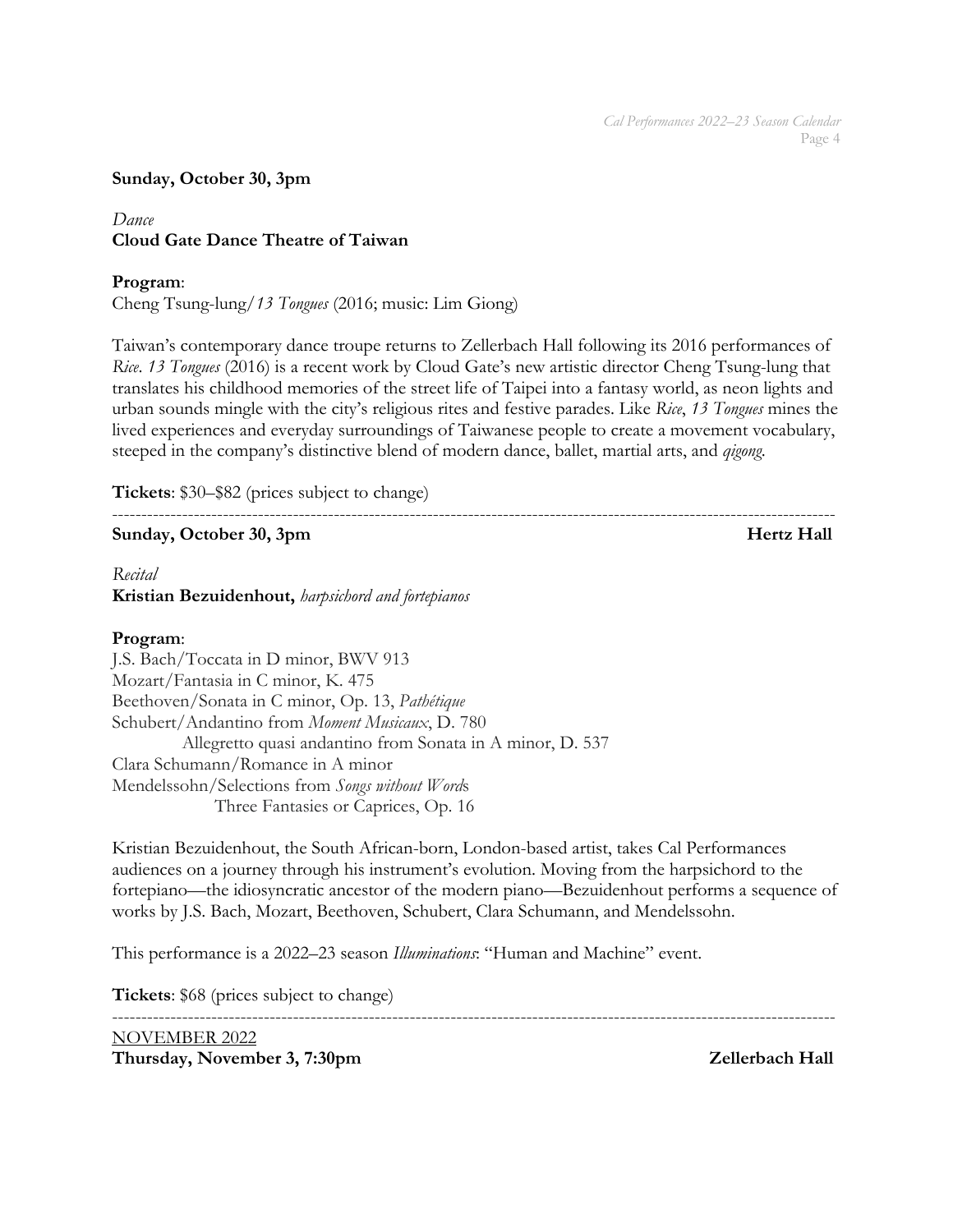**Sunday, October 30, 3pm**

*Dance*
**Cloud Gate Dance Theatre of Taiwan**

**Program**:
Cheng Tsung-lung/*13 Tongues* (2016; music: Lim Giong)

Taiwan's contemporary dance troupe returns to Zellerbach Hall following its 2016 performances of *Rice*. *13 Tongues* (2016) is a recent work by Cloud Gate's new artistic director Cheng Tsung-lung that translates his childhood memories of the street life of Taipei into a fantasy world, as neon lights and urban sounds mingle with the city's religious rites and festive parades. Like *Rice*, *13 Tongues* mines the lived experiences and everyday surroundings of Taiwanese people to create a movement vocabulary, steeped in the company's distinctive blend of modern dance, ballet, martial arts, and *qigong*.

**Tickets**: $30–$82 (prices subject to change)

---

**Sunday, October 30, 3pm** **Hertz Hall**

*Recital*
**Kristian Bezuidenhout,** *harpsichord and fortepianos*

**Program**:
J.S. Bach/Toccata in D minor, BWV 913
Mozart/Fantasia in C minor, K. 475
Beethoven/Sonata in C minor, Op. 13, *Pathétique*
Schubert/Andantino from *Moment Musicaux*, D. 780
Allegretto quasi andantino from Sonata in A minor, D. 537
Clara Schumann/Romance in A minor
Mendelssohn/Selections from *Songs without Words*
Three Fantasies or Caprices, Op. 16

Kristian Bezuidenhout, the South African-born, London-based artist, takes Cal Performances audiences on a journey through his instrument's evolution. Moving from the harpsichord to the fortepiano—the idiosyncratic ancestor of the modern piano—Bezuidenhout performs a sequence of works by J.S. Bach, Mozart, Beethoven, Schubert, Clara Schumann, and Mendelssohn.

This performance is a 2022–23 season *Illuminations*: "Human and Machine" event.

**Tickets**: $68 (prices subject to change)

---

NOVEMBER 2022
**Thursday, November 3, 7:30pm** **Zellerbach Hall**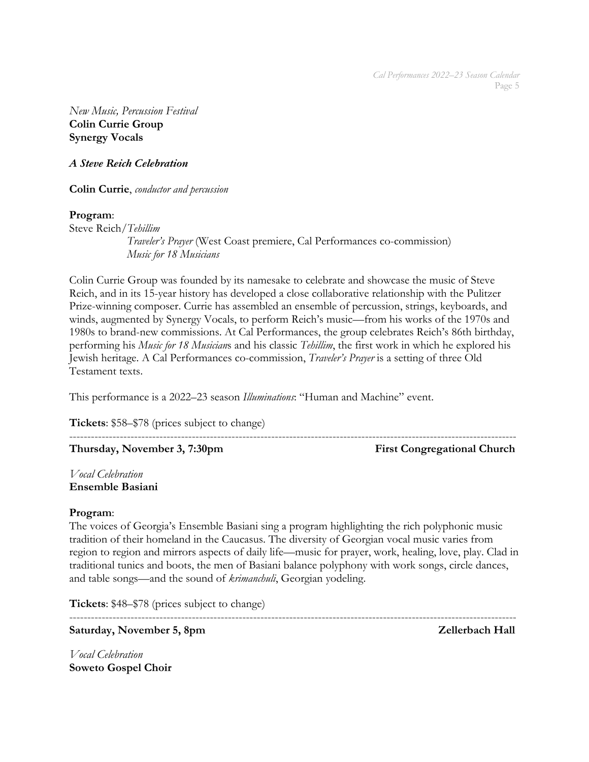*New Music, Percussion Festival*
**Colin Currie Group**
**Synergy Vocals**

***A Steve Reich Celebration***

**Colin Currie**, *conductor and percussion*

**Program**:
Steve Reich/*Tehillim*
*Traveler's Prayer* (West Coast premiere, Cal Performances co-commission)
*Music for 18 Musicians*

Colin Currie Group was founded by its namesake to celebrate and showcase the music of Steve Reich, and in its 15-year history has developed a close collaborative relationship with the Pulitzer Prize-winning composer. Currie has assembled an ensemble of percussion, strings, keyboards, and winds, augmented by Synergy Vocals, to perform Reich's music—from his works of the 1970s and 1980s to brand-new commissions. At Cal Performances, the group celebrates Reich's 86th birthday, performing his *Music for 18 Musician*s and his classic *Tehillim*, the first work in which he explored his Jewish heritage. A Cal Performances co-commission, *Traveler's Prayer* is a setting of three Old Testament texts.

This performance is a 2022–23 season *Illuminations*: "Human and Machine" event.

**Tickets**: $58–$78 (prices subject to change)

---

**Thursday, November 3, 7:30pm** — **First Congregational Church**

*Vocal Celebration*
**Ensemble Basiani**

**Program**:
The voices of Georgia's Ensemble Basiani sing a program highlighting the rich polyphonic music tradition of their homeland in the Caucasus. The diversity of Georgian vocal music varies from region to region and mirrors aspects of daily life—music for prayer, work, healing, love, play. Clad in traditional tunics and boots, the men of Basiani balance polyphony with work songs, circle dances, and table songs—and the sound of *krimanchuli*, Georgian yodeling.

**Tickets**: $48–$78 (prices subject to change)

---

**Saturday, November 5, 8pm** — **Zellerbach Hall**

*Vocal Celebration*
**Soweto Gospel Choir**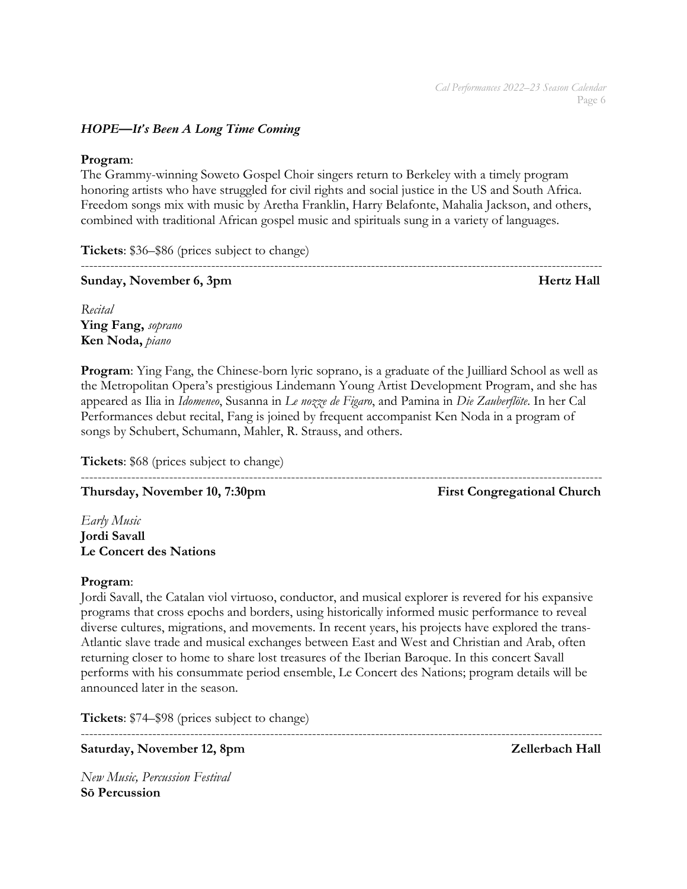***HOPE—It's Been A Long Time Coming***

**Program**:
The Grammy-winning Soweto Gospel Choir singers return to Berkeley with a timely program honoring artists who have struggled for civil rights and social justice in the US and South Africa. Freedom songs mix with music by Aretha Franklin, Harry Belafonte, Mahalia Jackson, and others, combined with traditional African gospel music and spirituals sung in a variety of languages.

**Tickets**: $36–$86 (prices subject to change)

---

**Sunday, November 6, 3pm** **Hertz Hall**

*Recital*
**Ying Fang,** *soprano*
**Ken Noda,** *piano*

**Program**: Ying Fang, the Chinese-born lyric soprano, is a graduate of the Juilliard School as well as the Metropolitan Opera's prestigious Lindemann Young Artist Development Program, and she has appeared as Ilia in *Idomeneo*, Susanna in *Le nozze de Figaro*, and Pamina in *Die Zauberflöte*. In her Cal Performances debut recital, Fang is joined by frequent accompanist Ken Noda in a program of songs by Schubert, Schumann, Mahler, R. Strauss, and others.

**Tickets**: $68 (prices subject to change)

---

**Thursday, November 10, 7:30pm** **First Congregational Church**

*Early Music*
**Jordi Savall**
**Le Concert des Nations**

**Program**:
Jordi Savall, the Catalan viol virtuoso, conductor, and musical explorer is revered for his expansive programs that cross epochs and borders, using historically informed music performance to reveal diverse cultures, migrations, and movements. In recent years, his projects have explored the trans-Atlantic slave trade and musical exchanges between East and West and Christian and Arab, often returning closer to home to share lost treasures of the Iberian Baroque. In this concert Savall performs with his consummate period ensemble, Le Concert des Nations; program details will be announced later in the season.

**Tickets**: $74–$98 (prices subject to change)

---

**Saturday, November 12, 8pm** **Zellerbach Hall**

*New Music, Percussion Festival*
**Sō Percussion**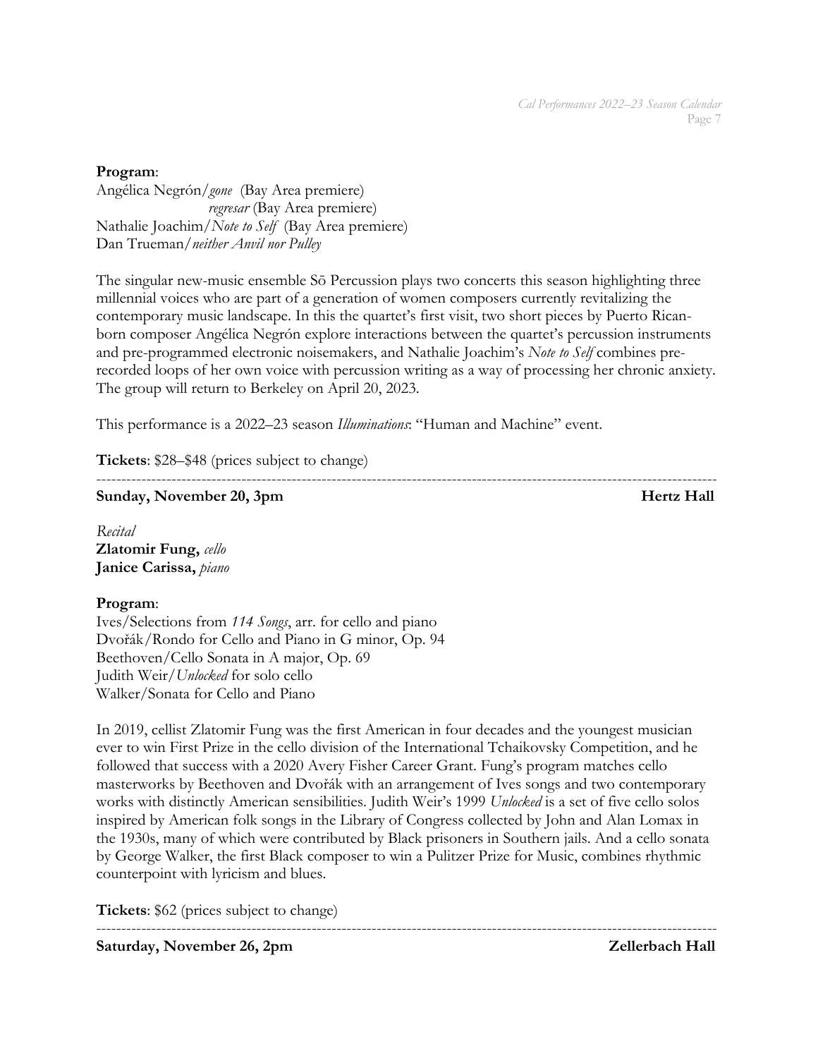**Program**:
Angélica Negrón/*gone* (Bay Area premiere)
*regresar* (Bay Area premiere)
Nathalie Joachim/*Note to Self* (Bay Area premiere)
Dan Trueman/*neither Anvil nor Pulley*

The singular new-music ensemble Sō Percussion plays two concerts this season highlighting three millennial voices who are part of a generation of women composers currently revitalizing the contemporary music landscape. In this the quartet's first visit, two short pieces by Puerto Rican-born composer Angélica Negrón explore interactions between the quartet's percussion instruments and pre-programmed electronic noisemakers, and Nathalie Joachim's *Note to Self* combines pre-recorded loops of her own voice with percussion writing as a way of processing her chronic anxiety. The group will return to Berkeley on April 20, 2023.

This performance is a 2022–23 season *Illuminations*: "Human and Machine" event.

**Tickets**: $28–$48 (prices subject to change)

---

**Sunday, November 20, 3pm** **Hertz Hall**

*Recital*
**Zlatomir Fung,** *cello*
**Janice Carissa,** *piano*

**Program**:
Ives/Selections from *114 Songs*, arr. for cello and piano
Dvořák/Rondo for Cello and Piano in G minor, Op. 94
Beethoven/Cello Sonata in A major, Op. 69
Judith Weir/*Unlocked* for solo cello
Walker/Sonata for Cello and Piano

In 2019, cellist Zlatomir Fung was the first American in four decades and the youngest musician ever to win First Prize in the cello division of the International Tchaikovsky Competition, and he followed that success with a 2020 Avery Fisher Career Grant. Fung's program matches cello masterworks by Beethoven and Dvořák with an arrangement of Ives songs and two contemporary works with distinctly American sensibilities. Judith Weir's 1999 *Unlocked* is a set of five cello solos inspired by American folk songs in the Library of Congress collected by John and Alan Lomax in the 1930s, many of which were contributed by Black prisoners in Southern jails. And a cello sonata by George Walker, the first Black composer to win a Pulitzer Prize for Music, combines rhythmic counterpoint with lyricism and blues.

**Tickets**: $62 (prices subject to change)

---

**Saturday, November 26, 2pm** **Zellerbach Hall**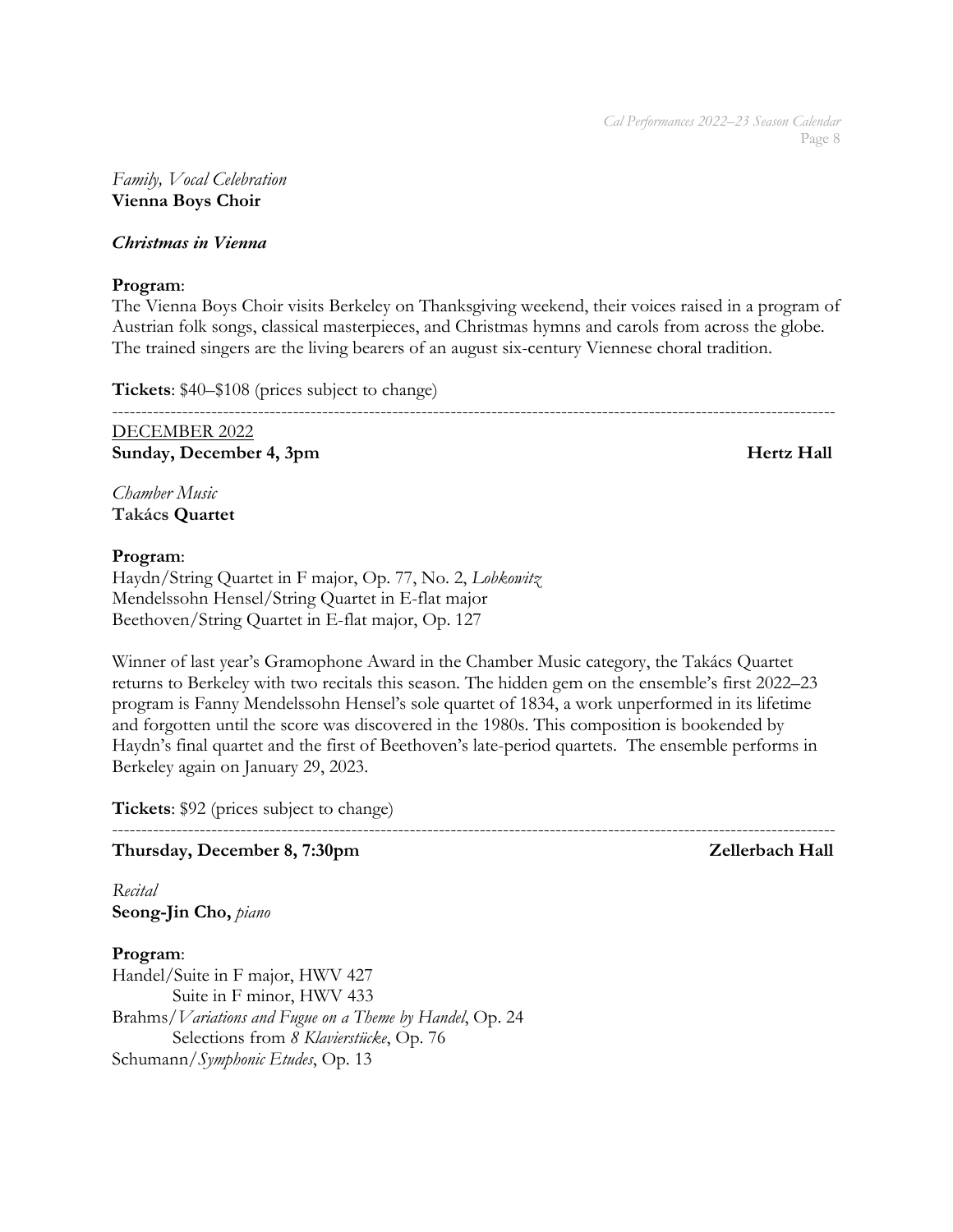*Family, Vocal Celebration*
**Vienna Boys Choir**

***Christmas in Vienna***

**Program**:
The Vienna Boys Choir visits Berkeley on Thanksgiving weekend, their voices raised in a program of Austrian folk songs, classical masterpieces, and Christmas hymns and carols from across the globe. The trained singers are the living bearers of an august six-century Viennese choral tradition.

**Tickets**: $40–$108 (prices subject to change)

---

DECEMBER 2022
**Sunday, December 4, 3pm** **Hertz Hall**

*Chamber Music*
**Takács Quartet**

**Program**:
Haydn/String Quartet in F major, Op. 77, No. 2, *Lobkowitz*
Mendelssohn Hensel/String Quartet in E-flat major
Beethoven/String Quartet in E-flat major, Op. 127

Winner of last year's Gramophone Award in the Chamber Music category, the Takács Quartet returns to Berkeley with two recitals this season. The hidden gem on the ensemble's first 2022–23 program is Fanny Mendelssohn Hensel's sole quartet of 1834, a work unperformed in its lifetime and forgotten until the score was discovered in the 1980s. This composition is bookended by Haydn's final quartet and the first of Beethoven's late-period quartets. The ensemble performs in Berkeley again on January 29, 2023.

**Tickets**: $92 (prices subject to change)

---

**Thursday, December 8, 7:30pm** **Zellerbach Hall**

*Recital*
**Seong-Jin Cho,** *piano*

**Program**:
Handel/Suite in F major, HWV 427
Suite in F minor, HWV 433
Brahms/*Variations and Fugue on a Theme by Handel*, Op. 24
Selections from *8 Klavierstücke*, Op. 76
Schumann/*Symphonic Etudes*, Op. 13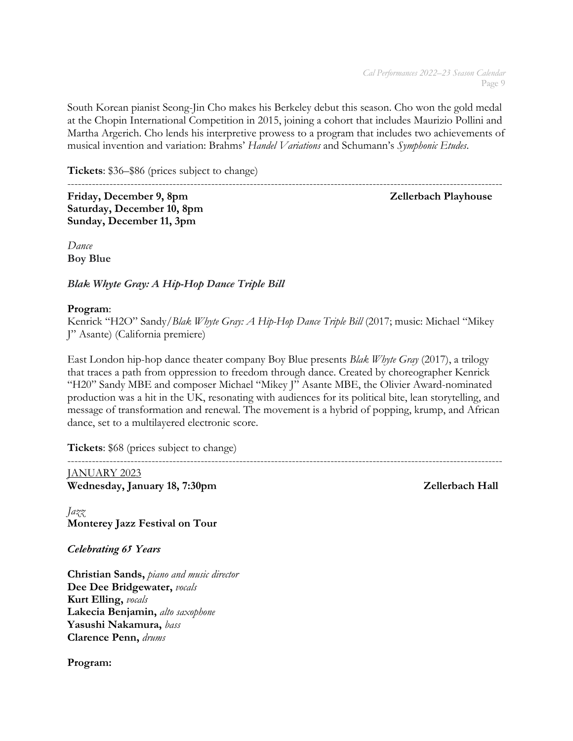South Korean pianist Seong-Jin Cho makes his Berkeley debut this season. Cho won the gold medal at the Chopin International Competition in 2015, joining a cohort that includes Maurizio Pollini and Martha Argerich. Cho lends his interpretive prowess to a program that includes two achievements of musical invention and variation: Brahms' *Handel Variations* and Schumann's *Symphonic Etudes*.

**Tickets**: $36–$86 (prices subject to change)

---

**Friday, December 9, 8pm** **Zellerbach Playhouse**
**Saturday, December 10, 8pm**
**Sunday, December 11, 3pm**

*Dance*
**Boy Blue**

***Blak Whyte Gray: A Hip-Hop Dance Triple Bill***

**Program**:
Kenrick "H2O" Sandy/*Blak Whyte Gray: A Hip-Hop Dance Triple Bill* (2017; music: Michael "Mikey J" Asante) (California premiere)

East London hip-hop dance theater company Boy Blue presents *Blak Whyte Gray* (2017), a trilogy that traces a path from oppression to freedom through dance. Created by choreographer Kenrick "H20" Sandy MBE and composer Michael "Mikey J" Asante MBE, the Olivier Award-nominated production was a hit in the UK, resonating with audiences for its political bite, lean storytelling, and message of transformation and renewal. The movement is a hybrid of popping, krump, and African dance, set to a multilayered electronic score.

**Tickets**: $68 (prices subject to change)

---

JANUARY 2023
**Wednesday, January 18, 7:30pm** **Zellerbach Hall**

*Jazz*
**Monterey Jazz Festival on Tour**

***Celebrating 65 Years***

**Christian Sands,** *piano and music director*
**Dee Dee Bridgewater,** *vocals*
**Kurt Elling,** *vocals*
**Lakecia Benjamin,** *alto saxophone*
**Yasushi Nakamura,** *bass*
**Clarence Penn,** *drums*

**Program:**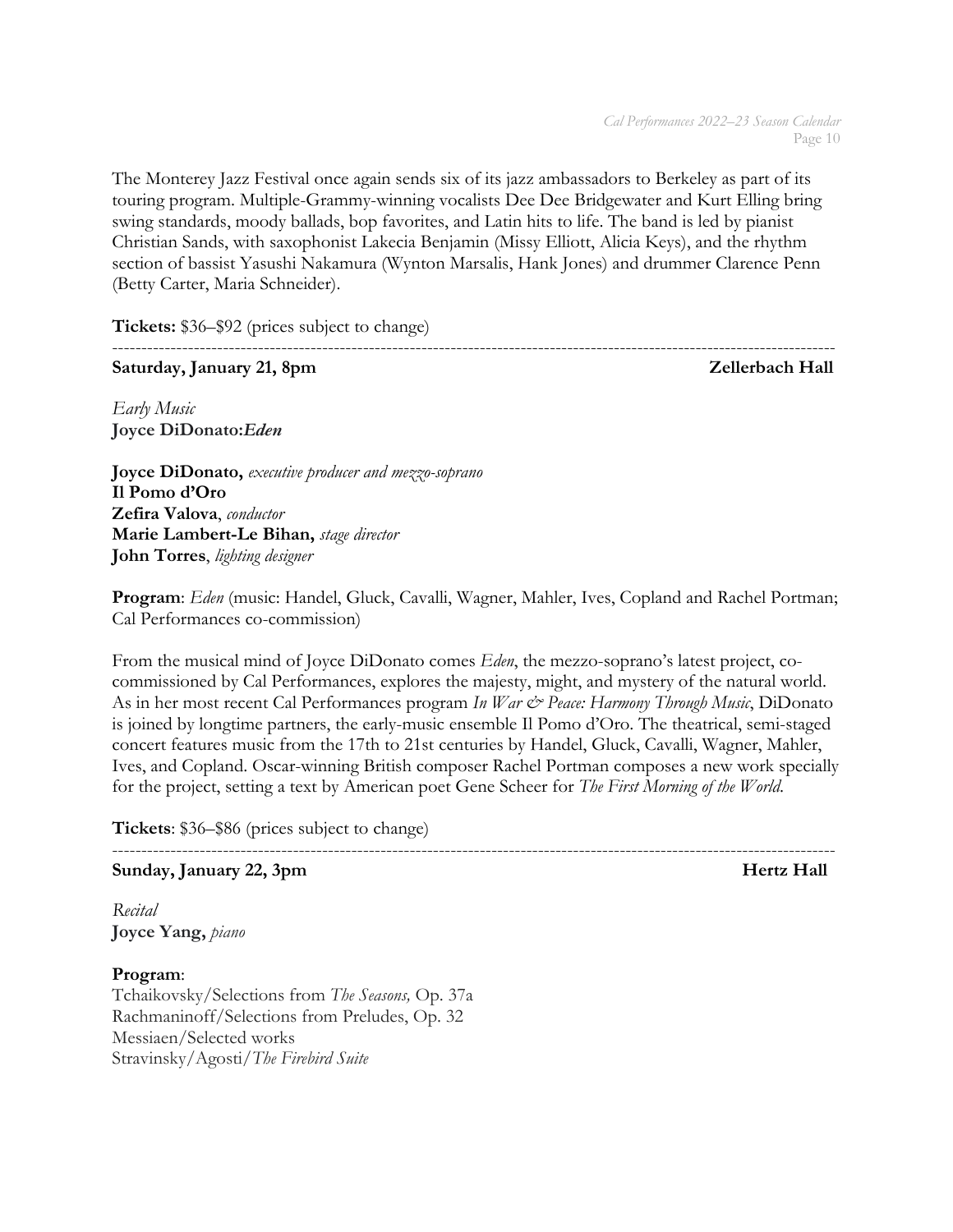The Monterey Jazz Festival once again sends six of its jazz ambassadors to Berkeley as part of its touring program. Multiple-Grammy-winning vocalists Dee Dee Bridgewater and Kurt Elling bring swing standards, moody ballads, bop favorites, and Latin hits to life. The band is led by pianist Christian Sands, with saxophonist Lakecia Benjamin (Missy Elliott, Alicia Keys), and the rhythm section of bassist Yasushi Nakamura (Wynton Marsalis, Hank Jones) and drummer Clarence Penn (Betty Carter, Maria Schneider).

**Tickets:** $36–$92 (prices subject to change)

---

**Saturday, January 21, 8pm** **Zellerbach Hall**

*Early Music*
**Joyce DiDonato:*Eden***

**Joyce DiDonato,** *executive producer and mezzo-soprano*
**Il Pomo d'Oro**
**Zefira Valova**, *conductor*
**Marie Lambert-Le Bihan,** *stage director*
**John Torres**, *lighting designer*

**Program**: *Eden* (music: Handel, Gluck, Cavalli, Wagner, Mahler, Ives, Copland and Rachel Portman; Cal Performances co-commission)

From the musical mind of Joyce DiDonato comes *Eden*, the mezzo-soprano's latest project, co-commissioned by Cal Performances, explores the majesty, might, and mystery of the natural world. As in her most recent Cal Performances program *In War & Peace: Harmony Through Music*, DiDonato is joined by longtime partners, the early-music ensemble Il Pomo d'Oro. The theatrical, semi-staged concert features music from the 17th to 21st centuries by Handel, Gluck, Cavalli, Wagner, Mahler, Ives, and Copland. Oscar-winning British composer Rachel Portman composes a new work specially for the project, setting a text by American poet Gene Scheer for *The First Morning of the World*.

**Tickets**: $36–$86 (prices subject to change)

---

**Sunday, January 22, 3pm** **Hertz Hall**

*Recital*
**Joyce Yang,** *piano*

**Program**:
Tchaikovsky/Selections from *The Seasons,* Op. 37a
Rachmaninoff/Selections from Preludes, Op. 32
Messiaen/Selected works
Stravinsky/Agosti/*The Firebird Suite*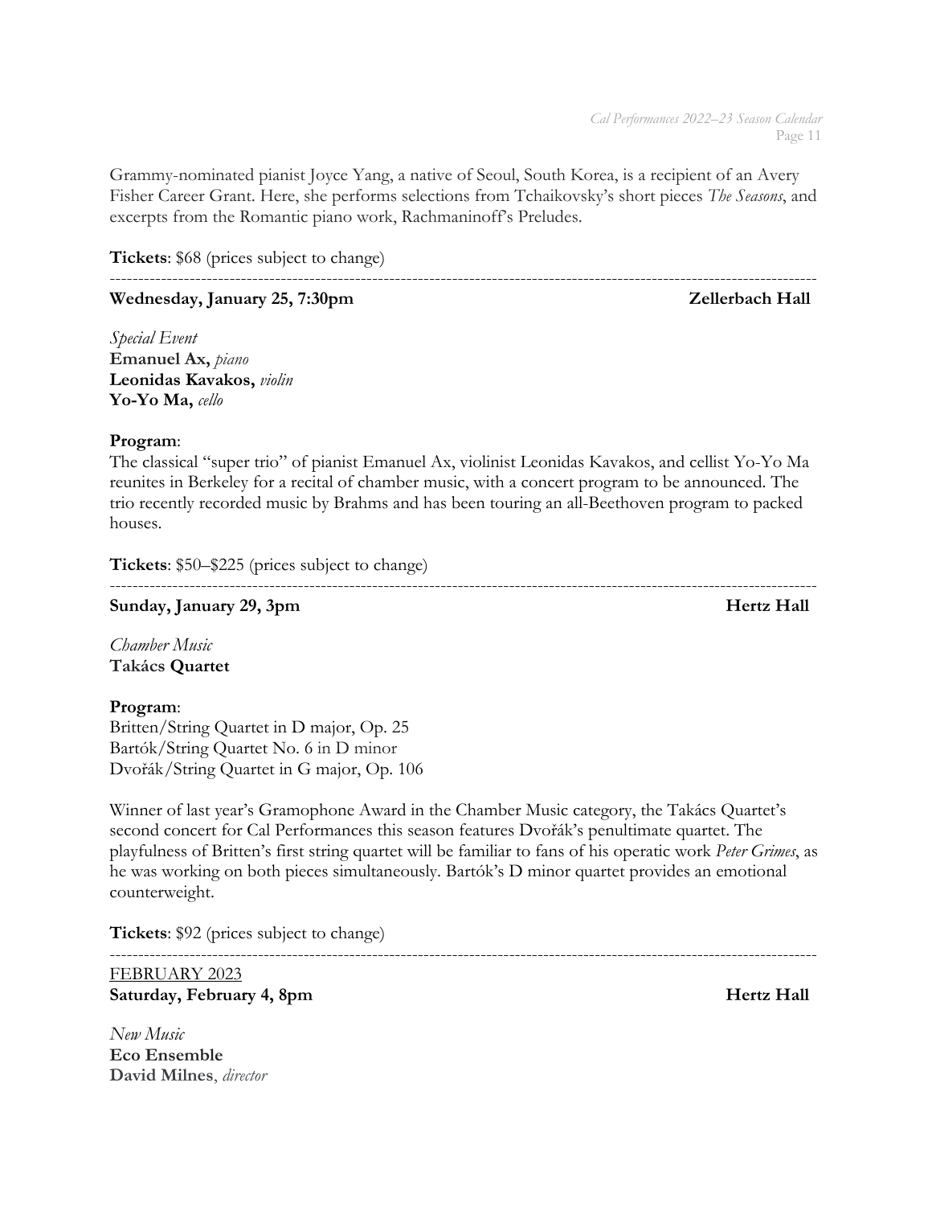Grammy-nominated pianist Joyce Yang, a native of Seoul, South Korea, is a recipient of an Avery Fisher Career Grant. Here, she performs selections from Tchaikovsky's short pieces *The Seasons*, and excerpts from the Romantic piano work, Rachmaninoff's Preludes.

**Tickets**: $68 (prices subject to change)

---

**Wednesday, January 25, 7:30pm** **Zellerbach Hall**

*Special Event*
**Emanuel Ax,** *piano*
**Leonidas Kavakos,** *violin*
**Yo-Yo Ma,** *cello*

**Program**:
The classical "super trio" of pianist Emanuel Ax, violinist Leonidas Kavakos, and cellist Yo-Yo Ma reunites in Berkeley for a recital of chamber music, with a concert program to be announced. The trio recently recorded music by Brahms and has been touring an all-Beethoven program to packed houses.

**Tickets**: $50–$225 (prices subject to change)

---

**Sunday, January 29, 3pm** **Hertz Hall**

*Chamber Music*
**Takács Quartet**

**Program**:
Britten/String Quartet in D major, Op. 25
Bartók/String Quartet No. 6 in D minor
Dvořák/String Quartet in G major, Op. 106

Winner of last year's Gramophone Award in the Chamber Music category, the Takács Quartet's second concert for Cal Performances this season features Dvořák's penultimate quartet. The playfulness of Britten's first string quartet will be familiar to fans of his operatic work *Peter Grimes*, as he was working on both pieces simultaneously. Bartók's D minor quartet provides an emotional counterweight.

**Tickets**: $92 (prices subject to change)

---

FEBRUARY 2023

**Saturday, February 4, 8pm** **Hertz Hall**

*New Music*
**Eco Ensemble**
**David Milnes**, *director*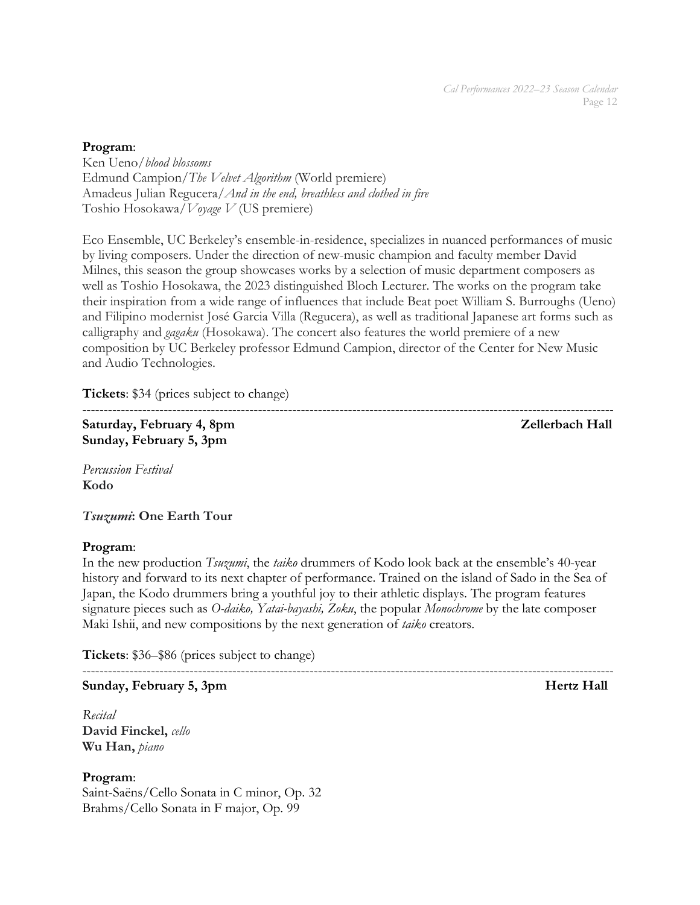**Program**:
Ken Ueno/*blood blossoms*
Edmund Campion/*The Velvet Algorithm* (World premiere)
Amadeus Julian Regucera/*And in the end, breathless and clothed in fire*
Toshio Hosokawa/*Voyage V* (US premiere)

Eco Ensemble, UC Berkeley's ensemble-in-residence, specializes in nuanced performances of music by living composers. Under the direction of new-music champion and faculty member David Milnes, this season the group showcases works by a selection of music department composers as well as Toshio Hosokawa, the 2023 distinguished Bloch Lecturer. The works on the program take their inspiration from a wide range of influences that include Beat poet William S. Burroughs (Ueno) and Filipino modernist José Garcia Villa (Regucera), as well as traditional Japanese art forms such as calligraphy and *gagaku* (Hosokawa). The concert also features the world premiere of a new composition by UC Berkeley professor Edmund Campion, director of the Center for New Music and Audio Technologies.

**Tickets**: $34 (prices subject to change)

---

**Saturday, February 4, 8pm** **Zellerbach Hall**
**Sunday, February 5, 3pm**

*Percussion Festival*
**Kodo**

***Tsuzumi*: One Earth Tour**

**Program**:
In the new production *Tsuzumi*, the *taiko* drummers of Kodo look back at the ensemble's 40-year history and forward to its next chapter of performance. Trained on the island of Sado in the Sea of Japan, the Kodo drummers bring a youthful joy to their athletic displays. The program features signature pieces such as *O-daiko, Yatai-bayashi, Zoku*, the popular *Monochrome* by the late composer Maki Ishii, and new compositions by the next generation of *taiko* creators.

**Tickets**: $36–$86 (prices subject to change)

---

**Sunday, February 5, 3pm** **Hertz Hall**

*Recital*
**David Finckel,** *cello*
**Wu Han,** *piano*

**Program**:
Saint-Saëns/Cello Sonata in C minor, Op. 32
Brahms/Cello Sonata in F major, Op. 99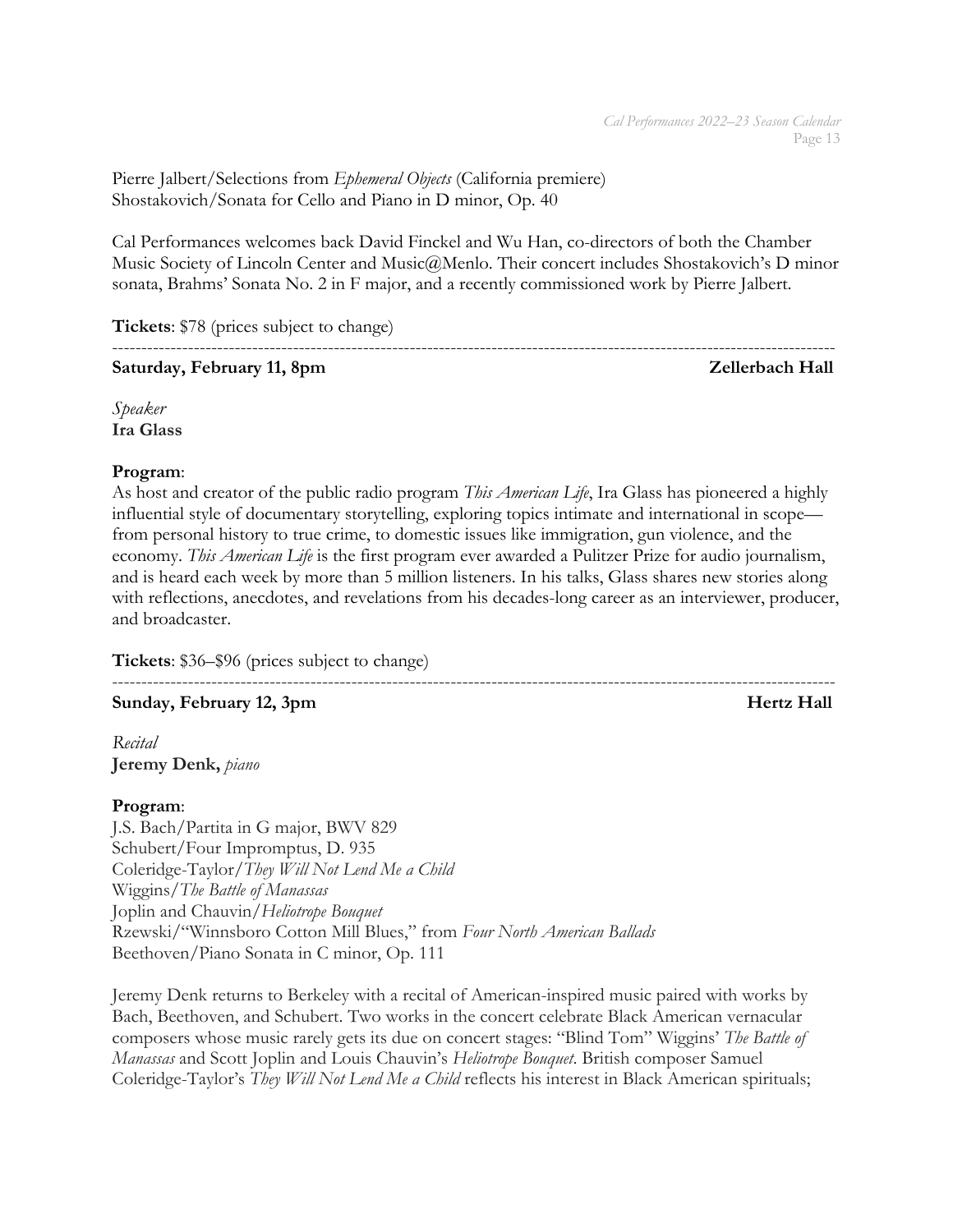Pierre Jalbert/Selections from *Ephemeral Objects* (California premiere)
Shostakovich/Sonata for Cello and Piano in D minor, Op. 40

Cal Performances welcomes back David Finckel and Wu Han, co-directors of both the Chamber Music Society of Lincoln Center and Music@Menlo. Their concert includes Shostakovich's D minor sonata, Brahms' Sonata No. 2 in F major, and a recently commissioned work by Pierre Jalbert.

**Tickets**: $78 (prices subject to change)

---

**Saturday, February 11, 8pm** **Zellerbach Hall**

*Speaker*
**Ira Glass**

**Program**:
As host and creator of the public radio program *This American Life*, Ira Glass has pioneered a highly influential style of documentary storytelling, exploring topics intimate and international in scope—from personal history to true crime, to domestic issues like immigration, gun violence, and the economy. *This American Life* is the first program ever awarded a Pulitzer Prize for audio journalism, and is heard each week by more than 5 million listeners. In his talks, Glass shares new stories along with reflections, anecdotes, and revelations from his decades-long career as an interviewer, producer, and broadcaster.

**Tickets**: $36–$96 (prices subject to change)

---

**Sunday, February 12, 3pm** **Hertz Hall**

*Recital*
**Jeremy Denk,** *piano*

**Program**:
J.S. Bach/Partita in G major, BWV 829
Schubert/Four Impromptus, D. 935
Coleridge-Taylor/*They Will Not Lend Me a Child*
Wiggins/*The Battle of Manassas*
Joplin and Chauvin/*Heliotrope Bouquet*
Rzewski/"Winnsboro Cotton Mill Blues," from *Four North American Ballads*
Beethoven/Piano Sonata in C minor, Op. 111

Jeremy Denk returns to Berkeley with a recital of American-inspired music paired with works by Bach, Beethoven, and Schubert. Two works in the concert celebrate Black American vernacular composers whose music rarely gets its due on concert stages: "Blind Tom" Wiggins' *The Battle of Manassas* and Scott Joplin and Louis Chauvin's *Heliotrope Bouquet*. British composer Samuel Coleridge-Taylor's *They Will Not Lend Me a Child* reflects his interest in Black American spirituals;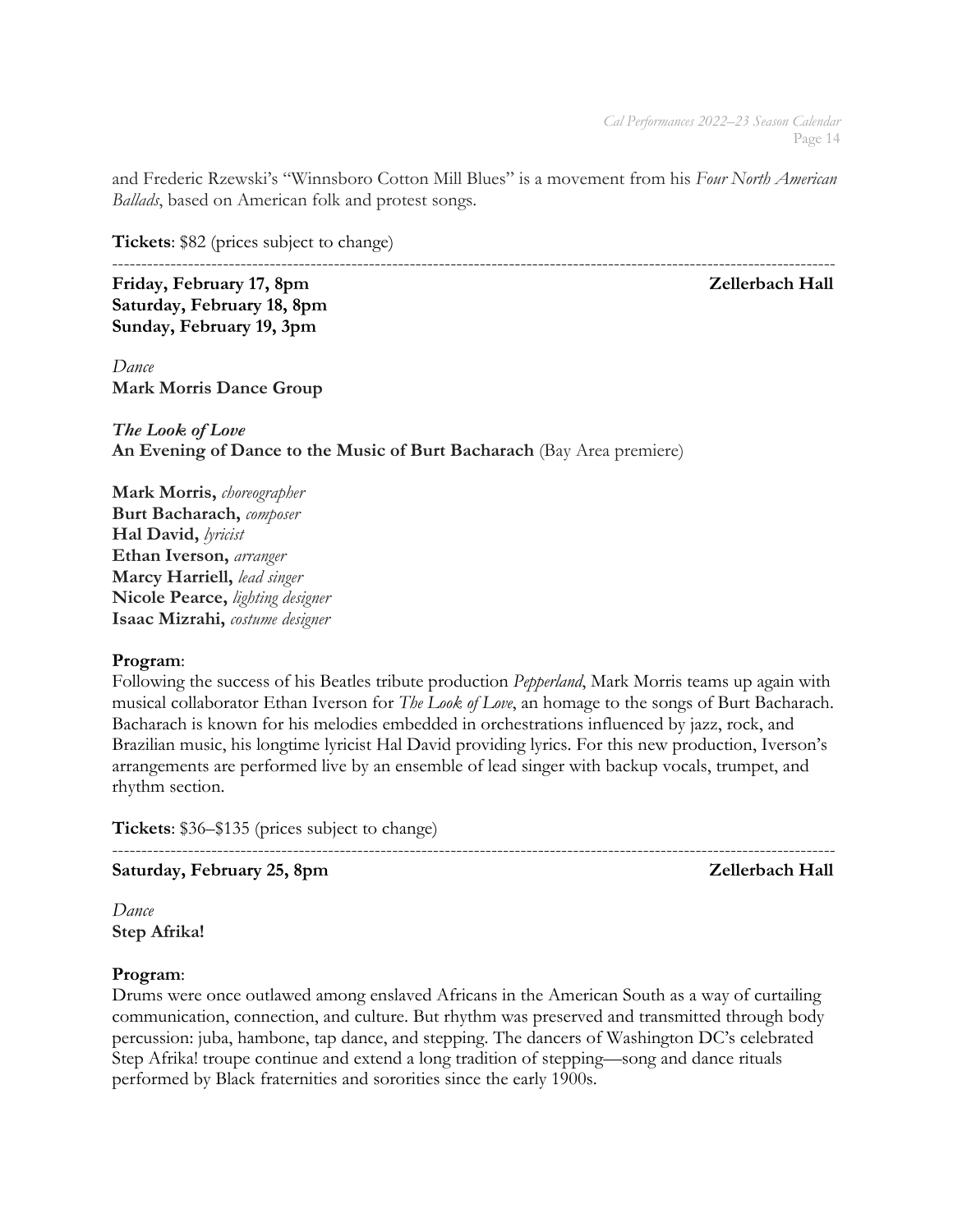and Frederic Rzewski's "Winnsboro Cotton Mill Blues" is a movement from his *Four North American Ballads*, based on American folk and protest songs.

**Tickets**: $82 (prices subject to change)

---

**Friday, February 17, 8pm** **Zellerbach Hall**
**Saturday, February 18, 8pm**
**Sunday, February 19, 3pm**

*Dance*
**Mark Morris Dance Group**

***The Look of Love***
**An Evening of Dance to the Music of Burt Bacharach** (Bay Area premiere)

**Mark Morris,** *choreographer*
**Burt Bacharach,** *composer*
**Hal David,** *lyricist*
**Ethan Iverson,** *arranger*
**Marcy Harriell,** *lead singer*
**Nicole Pearce,** *lighting designer*
**Isaac Mizrahi,** *costume designer*

**Program**:
Following the success of his Beatles tribute production *Pepperland*, Mark Morris teams up again with musical collaborator Ethan Iverson for *The Look of Love*, an homage to the songs of Burt Bacharach. Bacharach is known for his melodies embedded in orchestrations influenced by jazz, rock, and Brazilian music, his longtime lyricist Hal David providing lyrics. For this new production, Iverson's arrangements are performed live by an ensemble of lead singer with backup vocals, trumpet, and rhythm section.

**Tickets**: $36–$135 (prices subject to change)

---

**Saturday, February 25, 8pm** **Zellerbach Hall**

*Dance*
**Step Afrika!**

**Program**:
Drums were once outlawed among enslaved Africans in the American South as a way of curtailing communication, connection, and culture. But rhythm was preserved and transmitted through body percussion: juba, hambone, tap dance, and stepping. The dancers of Washington DC's celebrated Step Afrika! troupe continue and extend a long tradition of stepping—song and dance rituals performed by Black fraternities and sororities since the early 1900s.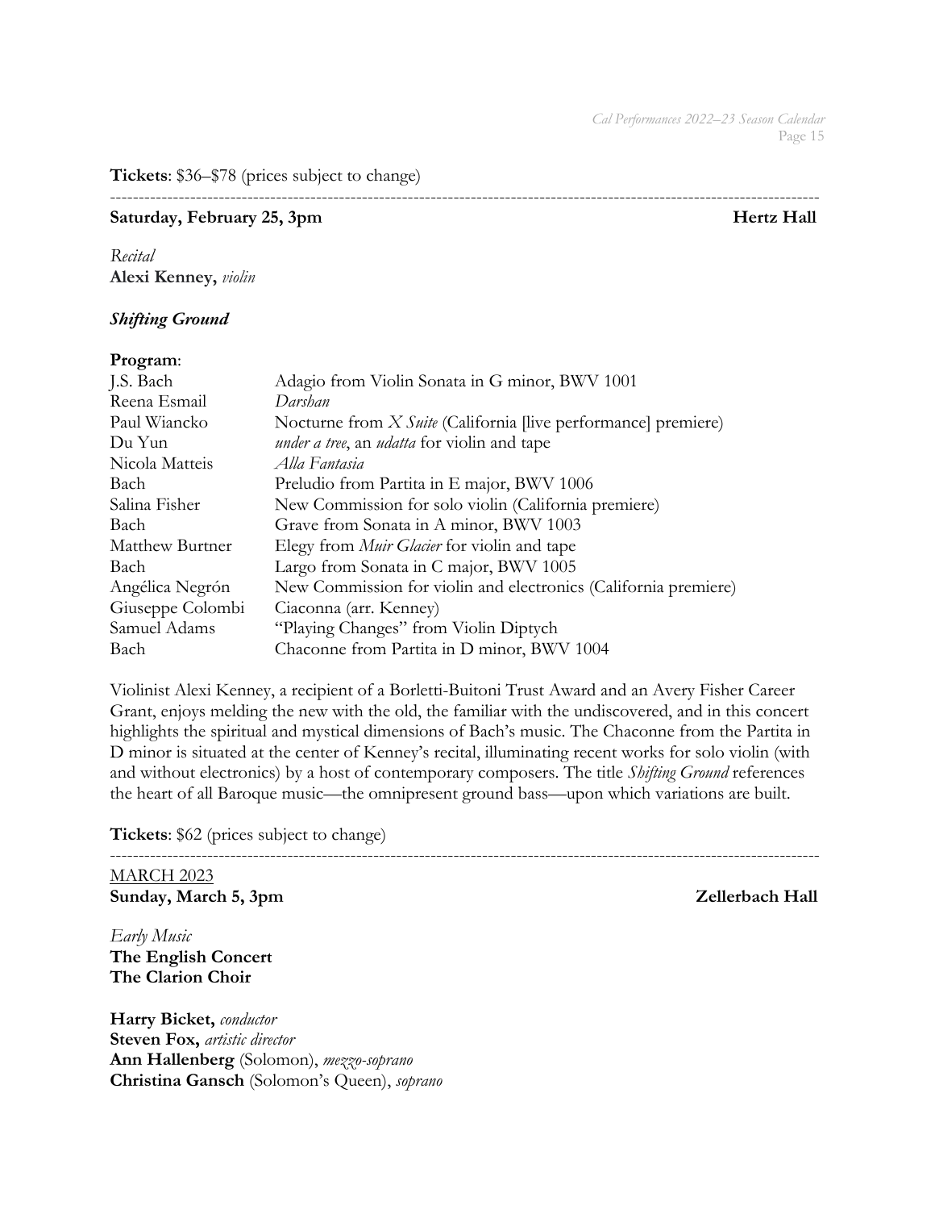**Tickets**: $36–$78 (prices subject to change)

---

**Saturday, February 25, 3pm** **Hertz Hall**

*Recital*
**Alexi Kenney,** *violin*

***Shifting Ground***

**Program**:

| | |
|---|---|
| J.S. Bach | Adagio from Violin Sonata in G minor, BWV 1001 |
| Reena Esmail | *Darshan* |
| Paul Wiancko | Nocturne from *X Suite* (California [live performance] premiere) |
| Du Yun | *under a tree*, an *udatta* for violin and tape |
| Nicola Matteis | *Alla Fantasia* |
| Bach | Preludio from Partita in E major, BWV 1006 |
| Salina Fisher | New Commission for solo violin (California premiere) |
| Bach | Grave from Sonata in A minor, BWV 1003 |
| Matthew Burtner | Elegy from *Muir Glacier* for violin and tape |
| Bach | Largo from Sonata in C major, BWV 1005 |
| Angélica Negrón | New Commission for violin and electronics (California premiere) |
| Giuseppe Colombi | Ciaconna (arr. Kenney) |
| Samuel Adams | "Playing Changes" from Violin Diptych |
| Bach | Chaconne from Partita in D minor, BWV 1004 |

Violinist Alexi Kenney, a recipient of a Borletti-Buitoni Trust Award and an Avery Fisher Career Grant, enjoys melding the new with the old, the familiar with the undiscovered, and in this concert highlights the spiritual and mystical dimensions of Bach's music. The Chaconne from the Partita in D minor is situated at the center of Kenney's recital, illuminating recent works for solo violin (with and without electronics) by a host of contemporary composers. The title *Shifting Ground* references the heart of all Baroque music—the omnipresent ground bass—upon which variations are built.

**Tickets**: $62 (prices subject to change)

---

MARCH 2023

**Sunday, March 5, 3pm** **Zellerbach Hall**

*Early Music*
**The English Concert**
**The Clarion Choir**

**Harry Bicket,** *conductor*
**Steven Fox,** *artistic director*
**Ann Hallenberg** (Solomon), *mezzo-soprano*
**Christina Gansch** (Solomon's Queen), *soprano*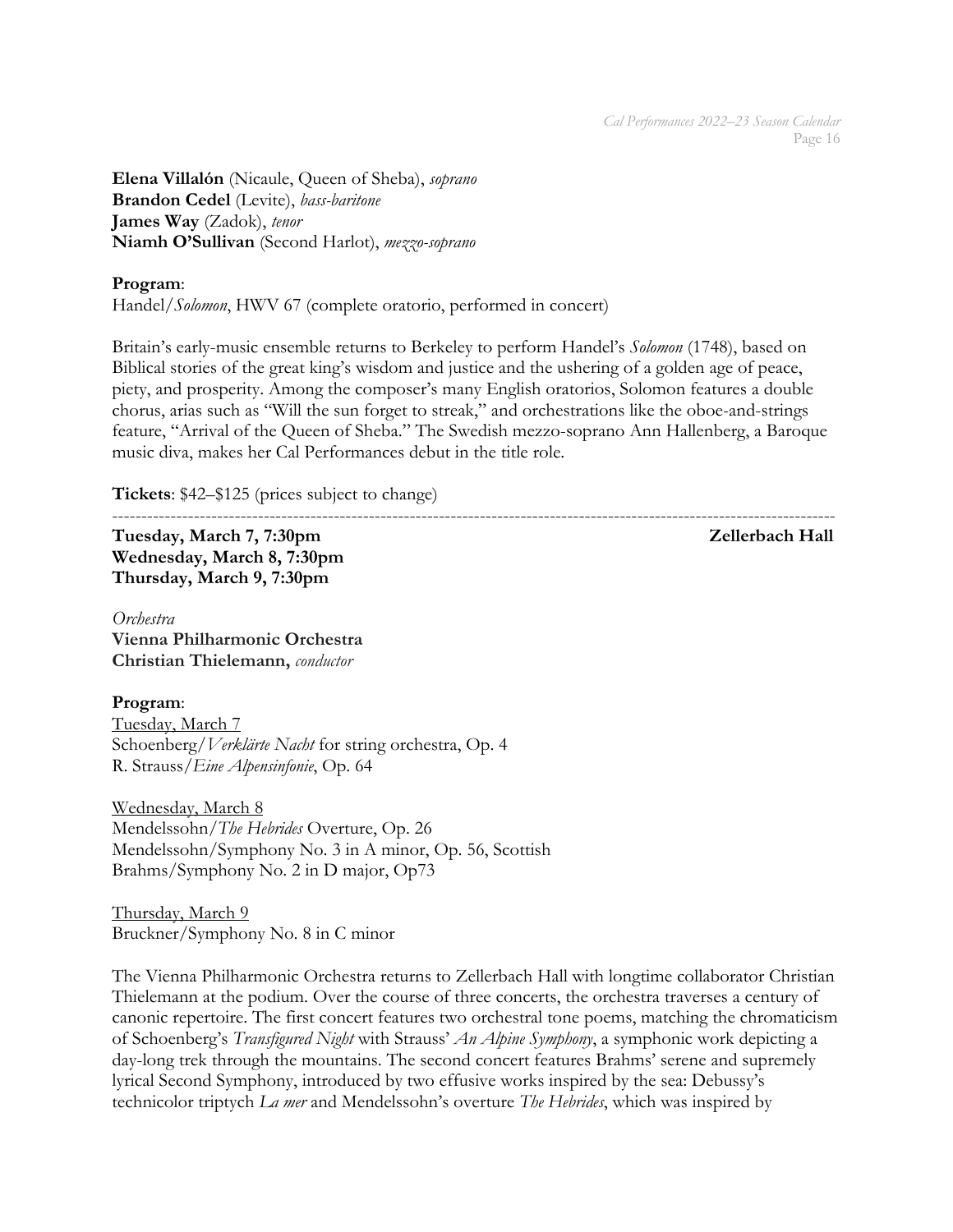**Elena Villalón** (Nicaule, Queen of Sheba), *soprano*
**Brandon Cedel** (Levite), *bass-baritone*
**James Way** (Zadok), *tenor*
**Niamh O'Sullivan** (Second Harlot), *mezzo-soprano*

**Program**:
Handel/*Solomon*, HWV 67 (complete oratorio, performed in concert)

Britain's early-music ensemble returns to Berkeley to perform Handel's *Solomon* (1748), based on Biblical stories of the great king's wisdom and justice and the ushering of a golden age of peace, piety, and prosperity. Among the composer's many English oratorios, Solomon features a double chorus, arias such as "Will the sun forget to streak," and orchestrations like the oboe-and-strings feature, "Arrival of the Queen of Sheba." The Swedish mezzo-soprano Ann Hallenberg, a Baroque music diva, makes her Cal Performances debut in the title role.

**Tickets**: $42–$125 (prices subject to change)

---

**Tuesday, March 7, 7:30pm** **Zellerbach Hall**
**Wednesday, March 8, 7:30pm**
**Thursday, March 9, 7:30pm**

*Orchestra*
**Vienna Philharmonic Orchestra**
**Christian Thielemann,** *conductor*

**Program**:
Tuesday, March 7
Schoenberg/*Verklärte Nacht* for string orchestra, Op. 4
R. Strauss/*Eine Alpensinfonie*, Op. 64

Wednesday, March 8
Mendelssohn/*The Hebrides* Overture, Op. 26
Mendelssohn/Symphony No. 3 in A minor, Op. 56, Scottish
Brahms/Symphony No. 2 in D major, Op73

Thursday, March 9
Bruckner/Symphony No. 8 in C minor

The Vienna Philharmonic Orchestra returns to Zellerbach Hall with longtime collaborator Christian Thielemann at the podium. Over the course of three concerts, the orchestra traverses a century of canonic repertoire. The first concert features two orchestral tone poems, matching the chromaticism of Schoenberg's *Transfigured Night* with Strauss' *An Alpine Symphony*, a symphonic work depicting a day-long trek through the mountains. The second concert features Brahms' serene and supremely lyrical Second Symphony, introduced by two effusive works inspired by the sea: Debussy's technicolor triptych *La mer* and Mendelssohn's overture *The Hebrides*, which was inspired by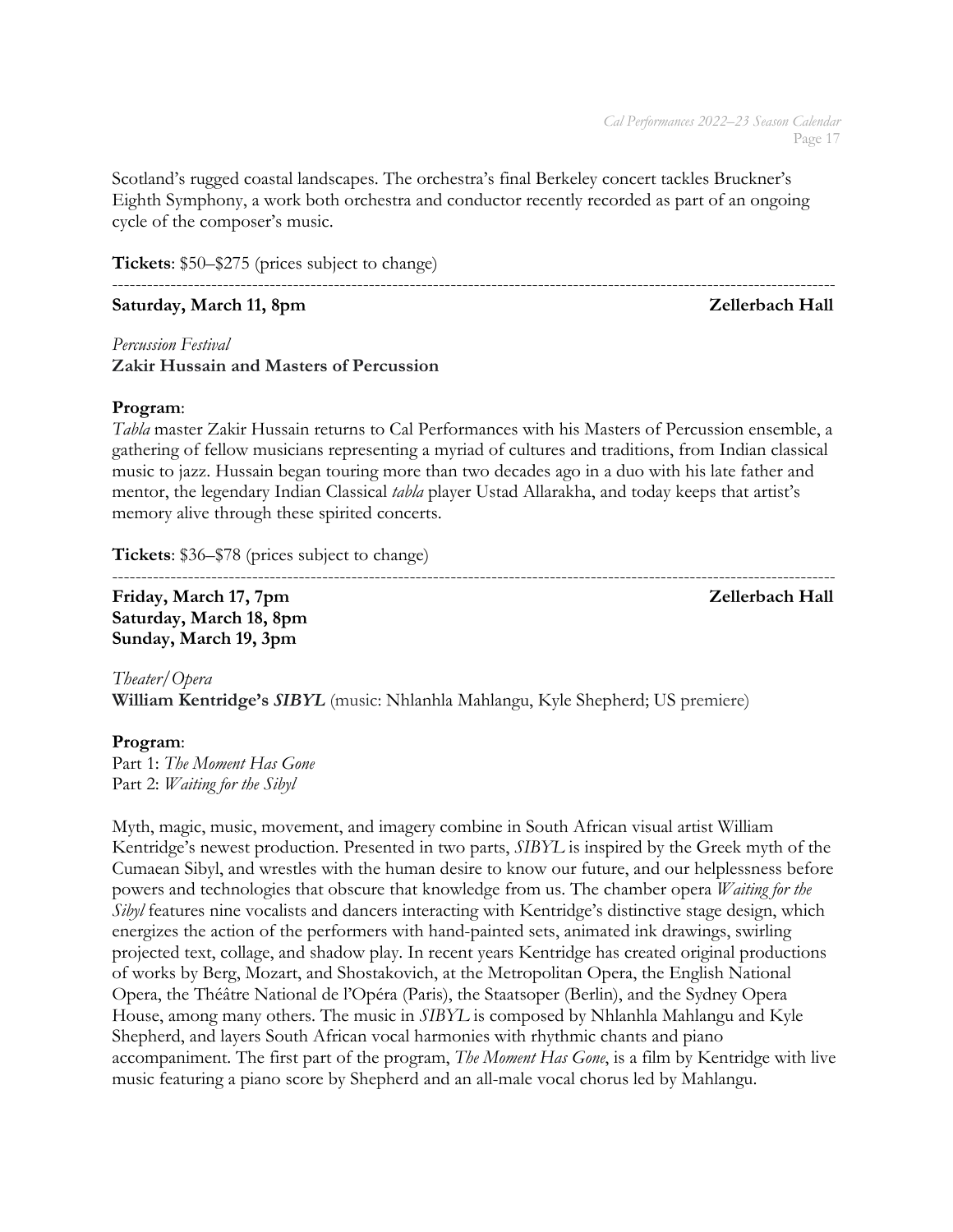Scotland's rugged coastal landscapes. The orchestra's final Berkeley concert tackles Bruckner's Eighth Symphony, a work both orchestra and conductor recently recorded as part of an ongoing cycle of the composer's music.

**Tickets**: $50–$275 (prices subject to change)

---

**Saturday, March 11, 8pm** **Zellerbach Hall**

*Percussion Festival*
**Zakir Hussain and Masters of Percussion**

**Program**:
*Tabla* master Zakir Hussain returns to Cal Performances with his Masters of Percussion ensemble, a gathering of fellow musicians representing a myriad of cultures and traditions, from Indian classical music to jazz. Hussain began touring more than two decades ago in a duo with his late father and mentor, the legendary Indian Classical *tabla* player Ustad Allarakha, and today keeps that artist's memory alive through these spirited concerts.

**Tickets**: $36–$78 (prices subject to change)

---

**Friday, March 17, 7pm** **Zellerbach Hall**
**Saturday, March 18, 8pm**
**Sunday, March 19, 3pm**

*Theater/Opera*
**William Kentridge's *SIBYL*** (music: Nhlanhla Mahlangu, Kyle Shepherd; US premiere)

**Program**:
Part 1: *The Moment Has Gone*
Part 2: *Waiting for the Sibyl*

Myth, magic, music, movement, and imagery combine in South African visual artist William Kentridge's newest production. Presented in two parts, *SIBYL* is inspired by the Greek myth of the Cumaean Sibyl, and wrestles with the human desire to know our future, and our helplessness before powers and technologies that obscure that knowledge from us. The chamber opera *Waiting for the Sibyl* features nine vocalists and dancers interacting with Kentridge's distinctive stage design, which energizes the action of the performers with hand-painted sets, animated ink drawings, swirling projected text, collage, and shadow play. In recent years Kentridge has created original productions of works by Berg, Mozart, and Shostakovich, at the Metropolitan Opera, the English National Opera, the Théâtre National de l'Opéra (Paris), the Staatsoper (Berlin), and the Sydney Opera House, among many others. The music in *SIBYL* is composed by Nhlanhla Mahlangu and Kyle Shepherd, and layers South African vocal harmonies with rhythmic chants and piano accompaniment. The first part of the program, *The Moment Has Gone*, is a film by Kentridge with live music featuring a piano score by Shepherd and an all-male vocal chorus led by Mahlangu.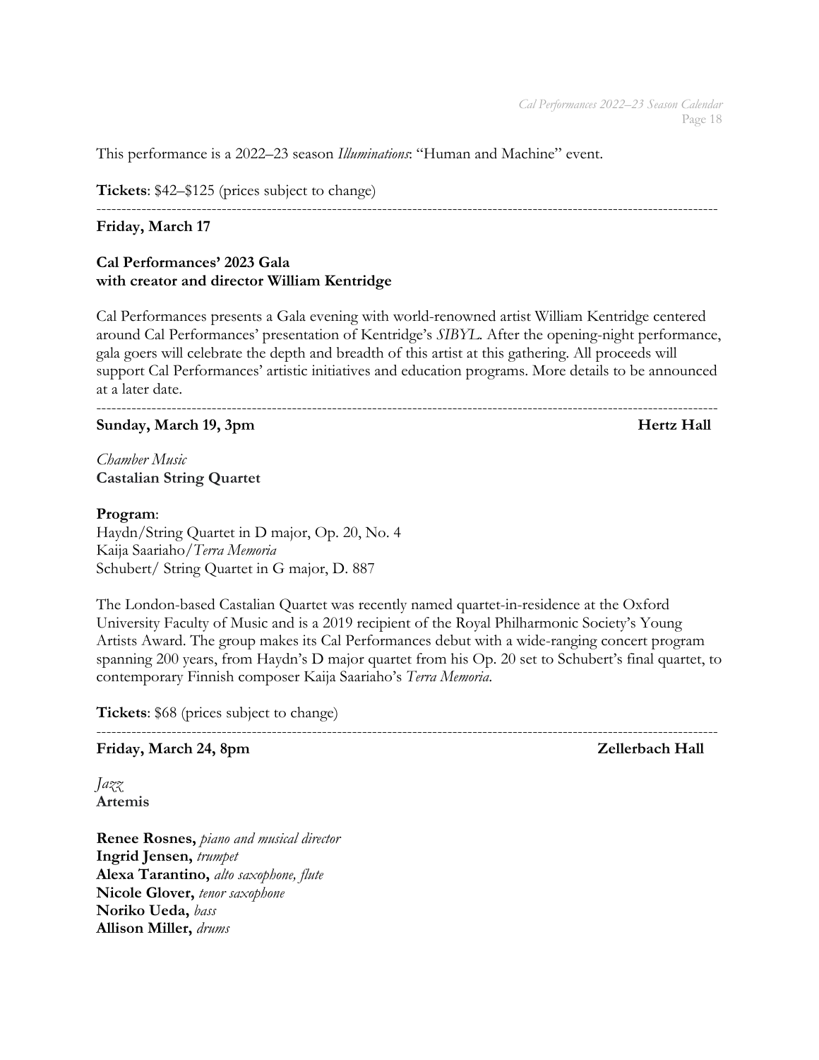This performance is a 2022–23 season *Illuminations*: "Human and Machine" event.

**Tickets**: $42–$125 (prices subject to change)

---

**Friday, March 17**

**Cal Performances' 2023 Gala**
**with creator and director William Kentridge**

Cal Performances presents a Gala evening with world-renowned artist William Kentridge centered around Cal Performances' presentation of Kentridge's *SIBYL*. After the opening-night performance, gala goers will celebrate the depth and breadth of this artist at this gathering. All proceeds will support Cal Performances' artistic initiatives and education programs. More details to be announced at a later date.

---

**Sunday, March 19, 3pm** **Hertz Hall**

*Chamber Music*
**Castalian String Quartet**

**Program**:
Haydn/String Quartet in D major, Op. 20, No. 4
Kaija Saariaho/*Terra Memoria*
Schubert/ String Quartet in G major, D. 887

The London-based Castalian Quartet was recently named quartet-in-residence at the Oxford University Faculty of Music and is a 2019 recipient of the Royal Philharmonic Society's Young Artists Award. The group makes its Cal Performances debut with a wide-ranging concert program spanning 200 years, from Haydn's D major quartet from his Op. 20 set to Schubert's final quartet, to contemporary Finnish composer Kaija Saariaho's *Terra Memoria*.

**Tickets**: $68 (prices subject to change)

---

**Friday, March 24, 8pm** **Zellerbach Hall**

*Jazz*
**Artemis**

**Renee Rosnes,** *piano and musical director*
**Ingrid Jensen,** *trumpet*
**Alexa Tarantino,** *alto saxophone, flute*
**Nicole Glover,** *tenor saxophone*
**Noriko Ueda,** *bass*
**Allison Miller,** *drums*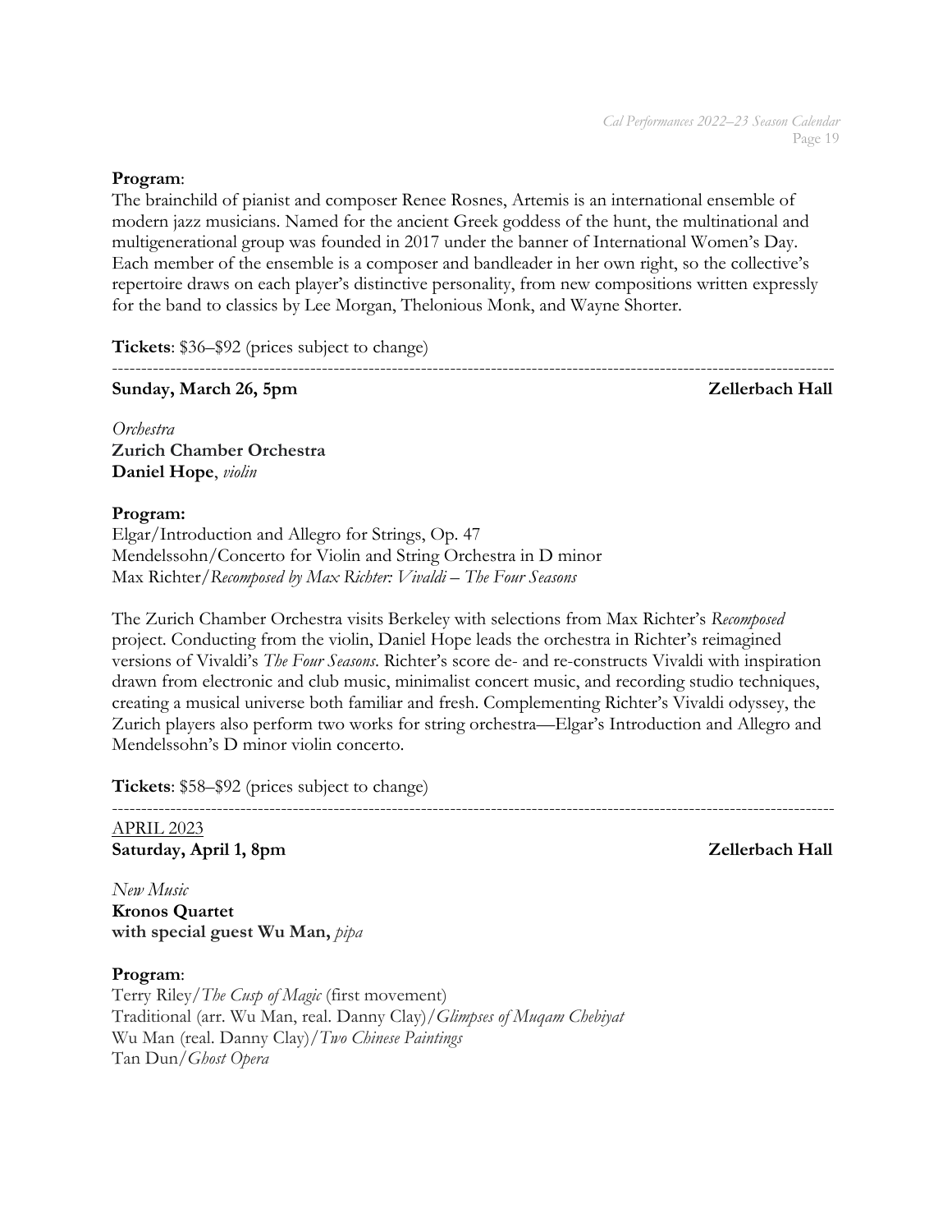**Program**:
The brainchild of pianist and composer Renee Rosnes, Artemis is an international ensemble of modern jazz musicians. Named for the ancient Greek goddess of the hunt, the multinational and multigenerational group was founded in 2017 under the banner of International Women's Day. Each member of the ensemble is a composer and bandleader in her own right, so the collective's repertoire draws on each player's distinctive personality, from new compositions written expressly for the band to classics by Lee Morgan, Thelonious Monk, and Wayne Shorter.

**Tickets**: $36–$92 (prices subject to change)

---

**Sunday, March 26, 5pm** **Zellerbach Hall**

*Orchestra*
**Zurich Chamber Orchestra**
**Daniel Hope**, *violin*

**Program:**
Elgar/Introduction and Allegro for Strings, Op. 47
Mendelssohn/Concerto for Violin and String Orchestra in D minor
Max Richter/*Recomposed by Max Richter: Vivaldi – The Four Seasons*

The Zurich Chamber Orchestra visits Berkeley with selections from Max Richter's *Recomposed* project. Conducting from the violin, Daniel Hope leads the orchestra in Richter's reimagined versions of Vivaldi's *The Four Seasons*. Richter's score de- and re-constructs Vivaldi with inspiration drawn from electronic and club music, minimalist concert music, and recording studio techniques, creating a musical universe both familiar and fresh. Complementing Richter's Vivaldi odyssey, the Zurich players also perform two works for string orchestra—Elgar's Introduction and Allegro and Mendelssohn's D minor violin concerto.

**Tickets**: $58–$92 (prices subject to change)

---

APRIL 2023
**Saturday, April 1, 8pm** **Zellerbach Hall**

*New Music*
**Kronos Quartet**
**with special guest Wu Man,** *pipa*

**Program**:
Terry Riley/*The Cusp of Magic* (first movement)
Traditional (arr. Wu Man, real. Danny Clay)/*Glimpses of Muqam Chebiyat*
Wu Man (real. Danny Clay)/*Two Chinese Paintings*
Tan Dun/*Ghost Opera*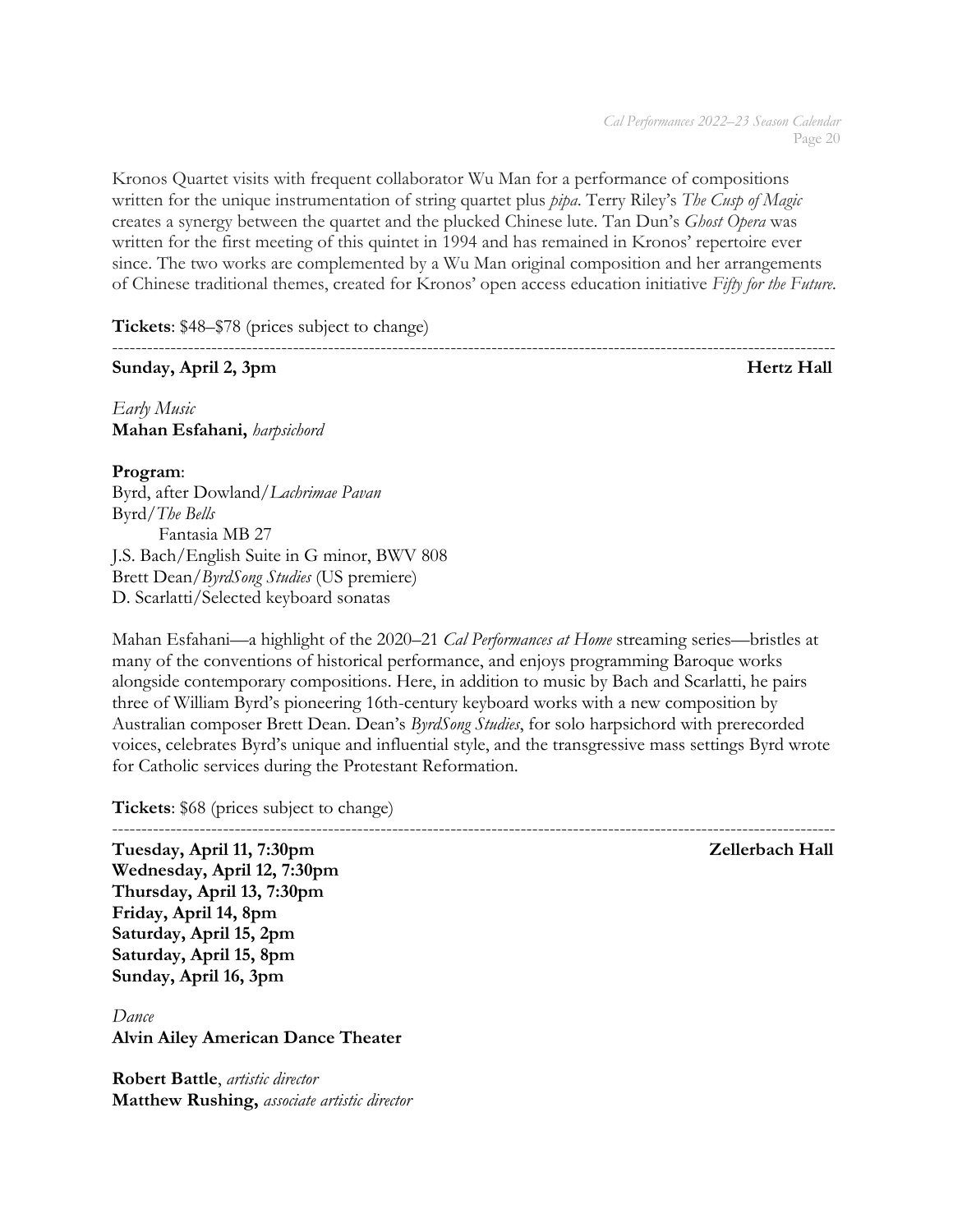Kronos Quartet visits with frequent collaborator Wu Man for a performance of compositions written for the unique instrumentation of string quartet plus *pipa*. Terry Riley's *The Cusp of Magic* creates a synergy between the quartet and the plucked Chinese lute. Tan Dun's *Ghost Opera* was written for the first meeting of this quintet in 1994 and has remained in Kronos' repertoire ever since. The two works are complemented by a Wu Man original composition and her arrangements of Chinese traditional themes, created for Kronos' open access education initiative *Fifty for the Future*.

**Tickets**: $48–$78 (prices subject to change)

---

**Sunday, April 2, 3pm** **Hertz Hall**

*Early Music*
**Mahan Esfahani,** *harpsichord*

**Program**:
Byrd, after Dowland/*Lachrimae Pavan*
Byrd/*The Bells*
Fantasia MB 27
J.S. Bach/English Suite in G minor, BWV 808
Brett Dean/*ByrdSong Studies* (US premiere)
D. Scarlatti/Selected keyboard sonatas

Mahan Esfahani—a highlight of the 2020–21 *Cal Performances at Home* streaming series—bristles at many of the conventions of historical performance, and enjoys programming Baroque works alongside contemporary compositions. Here, in addition to music by Bach and Scarlatti, he pairs three of William Byrd's pioneering 16th-century keyboard works with a new composition by Australian composer Brett Dean. Dean's *ByrdSong Studies*, for solo harpsichord with prerecorded voices, celebrates Byrd's unique and influential style, and the transgressive mass settings Byrd wrote for Catholic services during the Protestant Reformation.

**Tickets**: $68 (prices subject to change)

---

**Tuesday, April 11, 7:30pm** **Zellerbach Hall**
**Wednesday, April 12, 7:30pm**
**Thursday, April 13, 7:30pm**
**Friday, April 14, 8pm**
**Saturday, April 15, 2pm**
**Saturday, April 15, 8pm**
**Sunday, April 16, 3pm**

*Dance*
**Alvin Ailey American Dance Theater**

**Robert Battle**, *artistic director*
**Matthew Rushing,** *associate artistic director*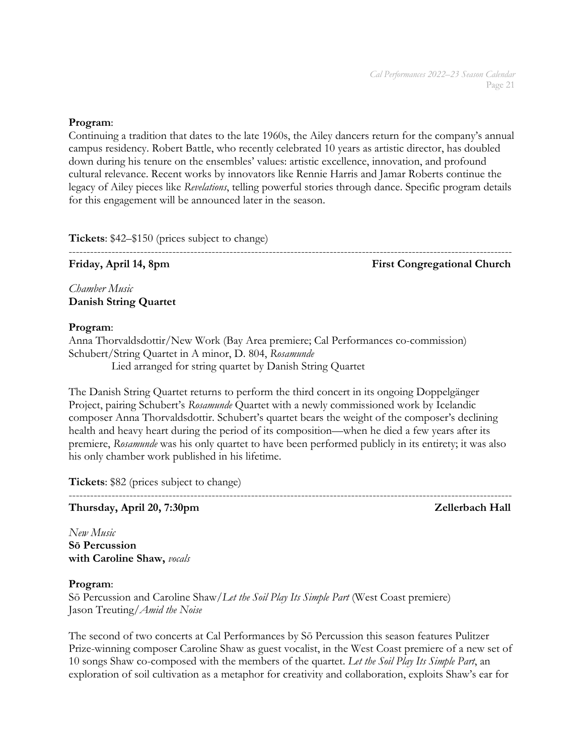**Program**:
Continuing a tradition that dates to the late 1960s, the Ailey dancers return for the company's annual campus residency. Robert Battle, who recently celebrated 10 years as artistic director, has doubled down during his tenure on the ensembles' values: artistic excellence, innovation, and profound cultural relevance. Recent works by innovators like Rennie Harris and Jamar Roberts continue the legacy of Ailey pieces like *Revelations*, telling powerful stories through dance. Specific program details for this engagement will be announced later in the season.

**Tickets**: $42–$150 (prices subject to change)

---

**Friday, April 14, 8pm** **First Congregational Church**

*Chamber Music*
**Danish String Quartet**

**Program**:
Anna Thorvaldsdottir/New Work (Bay Area premiere; Cal Performances co-commission)
Schubert/String Quartet in A minor, D. 804, *Rosamunde*
Lied arranged for string quartet by Danish String Quartet

The Danish String Quartet returns to perform the third concert in its ongoing Doppelgänger Project, pairing Schubert's *Rosamunde* Quartet with a newly commissioned work by Icelandic composer Anna Thorvaldsdottir. Schubert's quartet bears the weight of the composer's declining health and heavy heart during the period of its composition—when he died a few years after its premiere, *Rosamunde* was his only quartet to have been performed publicly in its entirety; it was also his only chamber work published in his lifetime.

**Tickets**: $82 (prices subject to change)

---

**Thursday, April 20, 7:30pm** **Zellerbach Hall**

*New Music*
**Sō Percussion**
**with Caroline Shaw,** *vocals*

**Program**:
Sō Percussion and Caroline Shaw/*Let the Soil Play Its Simple Part* (West Coast premiere)
Jason Treuting/*Amid the Noise*

The second of two concerts at Cal Performances by Sō Percussion this season features Pulitzer Prize-winning composer Caroline Shaw as guest vocalist, in the West Coast premiere of a new set of 10 songs Shaw co-composed with the members of the quartet. *Let the Soil Play Its Simple Part*, an exploration of soil cultivation as a metaphor for creativity and collaboration, exploits Shaw's ear for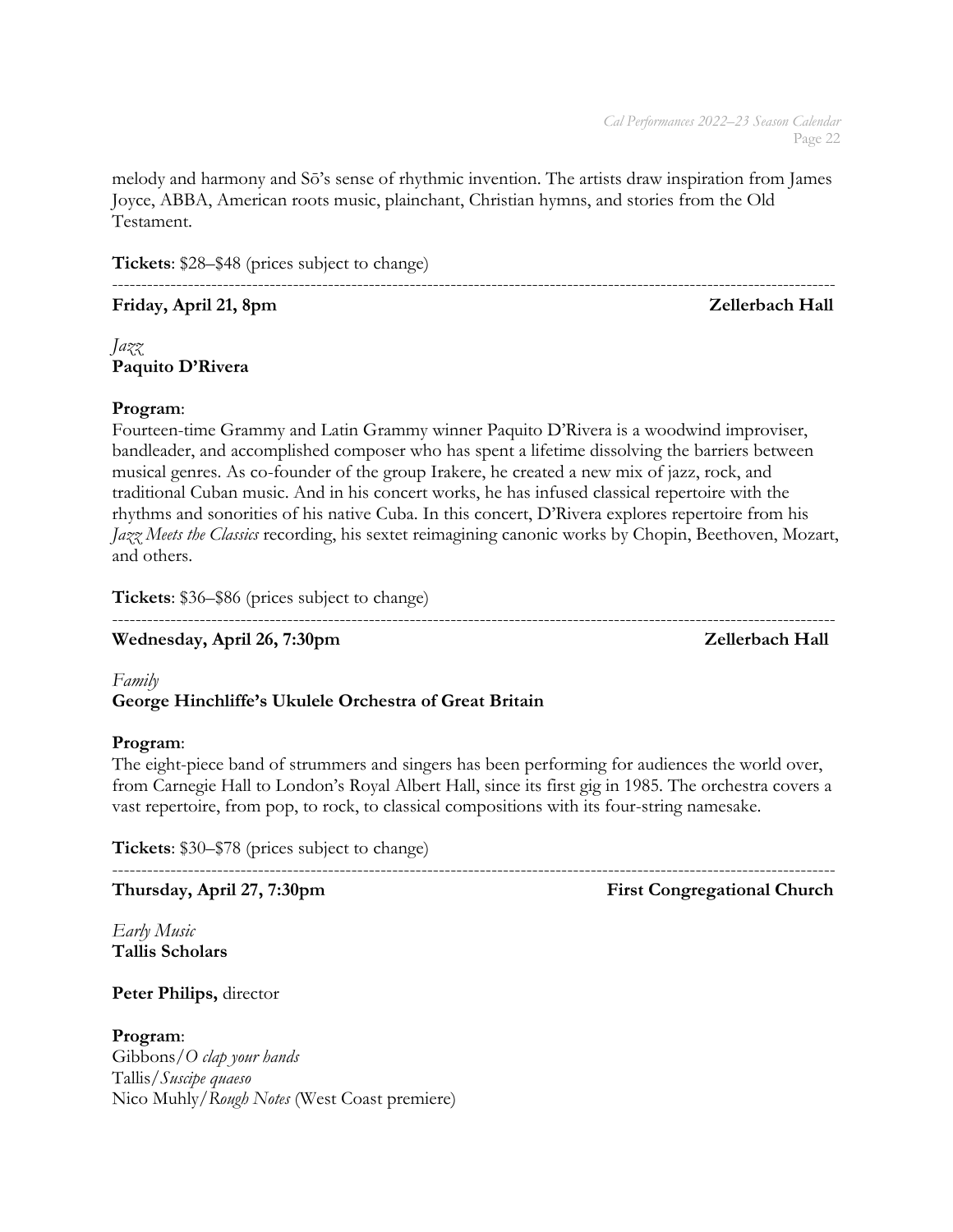melody and harmony and Sō's sense of rhythmic invention. The artists draw inspiration from James Joyce, ABBA, American roots music, plainchant, Christian hymns, and stories from the Old Testament.

**Tickets**: $28–$48 (prices subject to change)

---

**Friday, April 21, 8pm** **Zellerbach Hall**

*Jazz*
**Paquito D'Rivera**

**Program**:
Fourteen-time Grammy and Latin Grammy winner Paquito D'Rivera is a woodwind improviser, bandleader, and accomplished composer who has spent a lifetime dissolving the barriers between musical genres. As co-founder of the group Irakere, he created a new mix of jazz, rock, and traditional Cuban music. And in his concert works, he has infused classical repertoire with the rhythms and sonorities of his native Cuba. In this concert, D'Rivera explores repertoire from his *Jazz Meets the Classics* recording, his sextet reimagining canonic works by Chopin, Beethoven, Mozart, and others.

**Tickets**: $36–$86 (prices subject to change)

---

**Wednesday, April 26, 7:30pm** **Zellerbach Hall**

*Family*
**George Hinchliffe's Ukulele Orchestra of Great Britain**

**Program**:
The eight-piece band of strummers and singers has been performing for audiences the world over, from Carnegie Hall to London's Royal Albert Hall, since its first gig in 1985. The orchestra covers a vast repertoire, from pop, to rock, to classical compositions with its four-string namesake.

**Tickets**: $30–$78 (prices subject to change)

---

**Thursday, April 27, 7:30pm** **First Congregational Church**

*Early Music*
**Tallis Scholars**

**Peter Philips,** director

**Program**:
Gibbons/*O clap your hands*
Tallis/*Suscipe quaeso*
Nico Muhly/*Rough Notes* (West Coast premiere)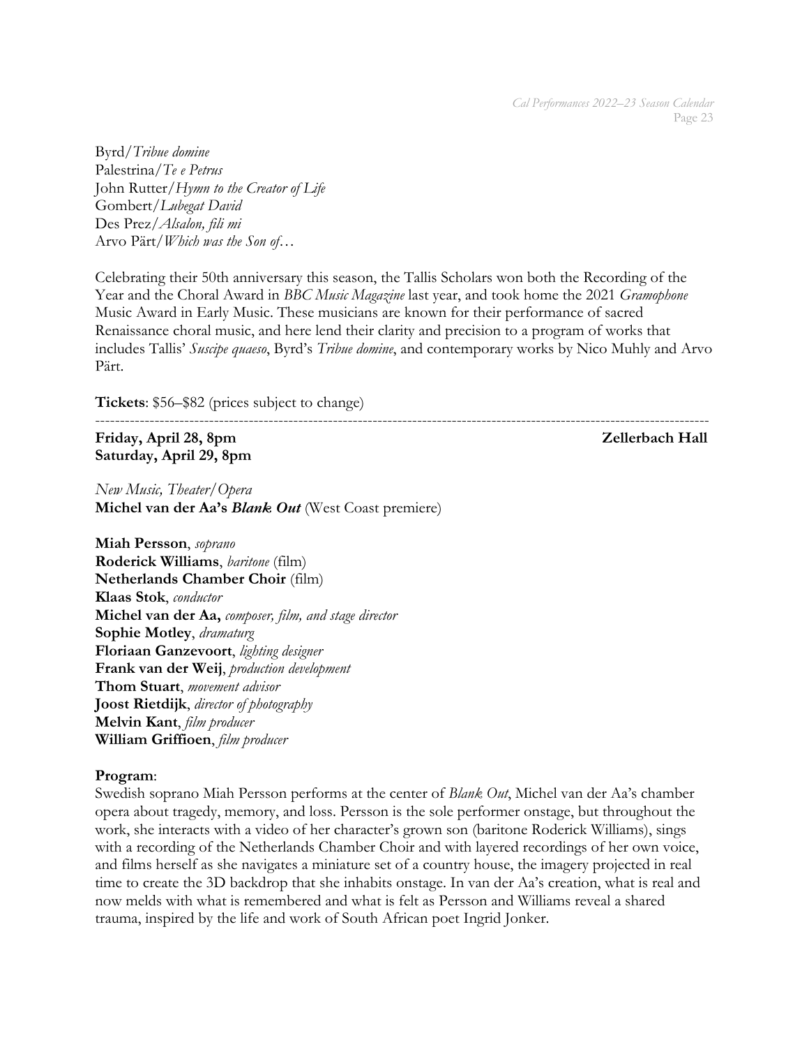Byrd/*Tribue domine*
Palestrina/*Te e Petrus*
John Rutter/*Hymn to the Creator of Life*
Gombert/*Lubegat David*
Des Prez/*Alsalon, fili mi*
Arvo Pärt/*Which was the Son of…*

Celebrating their 50th anniversary this season, the Tallis Scholars won both the Recording of the Year and the Choral Award in *BBC Music Magazine* last year, and took home the 2021 *Gramophone* Music Award in Early Music. These musicians are known for their performance of sacred Renaissance choral music, and here lend their clarity and precision to a program of works that includes Tallis' *Suscipe quaeso*, Byrd's *Tribue domine*, and contemporary works by Nico Muhly and Arvo Pärt.

**Tickets**: $56–$82 (prices subject to change)

---

**Friday, April 28, 8pm** **Zellerbach Hall**
**Saturday, April 29, 8pm**

*New Music, Theater/Opera*
**Michel van der Aa's *Blank Out*** (West Coast premiere)

**Miah Persson**, *soprano*
**Roderick Williams**, *baritone* (film)
**Netherlands Chamber Choir** (film)
**Klaas Stok**, *conductor*
**Michel van der Aa,** *composer, film, and stage director*
**Sophie Motley**, *dramaturg*
**Floriaan Ganzevoort**, *lighting designer*
**Frank van der Weij**, *production development*
**Thom Stuart**, *movement advisor*
**Joost Rietdijk**, *director of photography*
**Melvin Kant**, *film producer*
**William Griffioen**, *film producer*

**Program**:
Swedish soprano Miah Persson performs at the center of *Blank Out*, Michel van der Aa's chamber opera about tragedy, memory, and loss. Persson is the sole performer onstage, but throughout the work, she interacts with a video of her character's grown son (baritone Roderick Williams), sings with a recording of the Netherlands Chamber Choir and with layered recordings of her own voice, and films herself as she navigates a miniature set of a country house, the imagery projected in real time to create the 3D backdrop that she inhabits onstage. In van der Aa's creation, what is real and now melds with what is remembered and what is felt as Persson and Williams reveal a shared trauma, inspired by the life and work of South African poet Ingrid Jonker.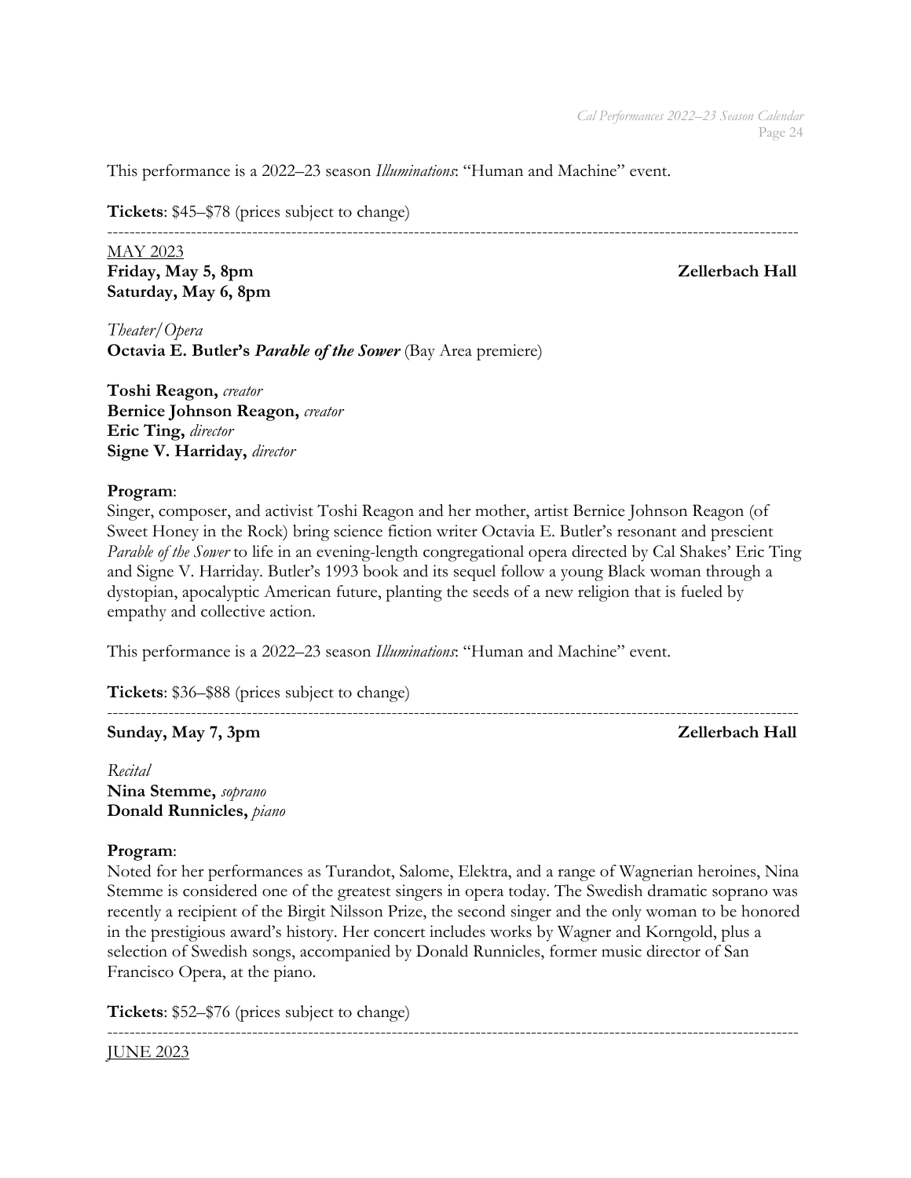This performance is a 2022–23 season *Illuminations*: “Human and Machine” event.

**Tickets**: $45–$78 (prices subject to change)

---

MAY 2023

**Friday, May 5, 8pm** **Zellerbach Hall**
**Saturday, May 6, 8pm**

*Theater/Opera*
**Octavia E. Butler’s *Parable of the Sower*** (Bay Area premiere)

**Toshi Reagon,** *creator*
**Bernice Johnson Reagon,** *creator*
**Eric Ting,** *director*
**Signe V. Harriday,** *director*

**Program**:
Singer, composer, and activist Toshi Reagon and her mother, artist Bernice Johnson Reagon (of Sweet Honey in the Rock) bring science fiction writer Octavia E. Butler’s resonant and prescient *Parable of the Sower* to life in an evening-length congregational opera directed by Cal Shakes’ Eric Ting and Signe V. Harriday. Butler’s 1993 book and its sequel follow a young Black woman through a dystopian, apocalyptic American future, planting the seeds of a new religion that is fueled by empathy and collective action.

This performance is a 2022–23 season *Illuminations*: “Human and Machine” event.

**Tickets**: $36–$88 (prices subject to change)

---

**Sunday, May 7, 3pm** **Zellerbach Hall**

*Recital*
**Nina Stemme,** *soprano*
**Donald Runnicles,** *piano*

**Program**:
Noted for her performances as Turandot, Salome, Elektra, and a range of Wagnerian heroines, Nina Stemme is considered one of the greatest singers in opera today. The Swedish dramatic soprano was recently a recipient of the Birgit Nilsson Prize, the second singer and the only woman to be honored in the prestigious award’s history. Her concert includes works by Wagner and Korngold, plus a selection of Swedish songs, accompanied by Donald Runnicles, former music director of San Francisco Opera, at the piano.

**Tickets**: $52–$76 (prices subject to change)

---

JUNE 2023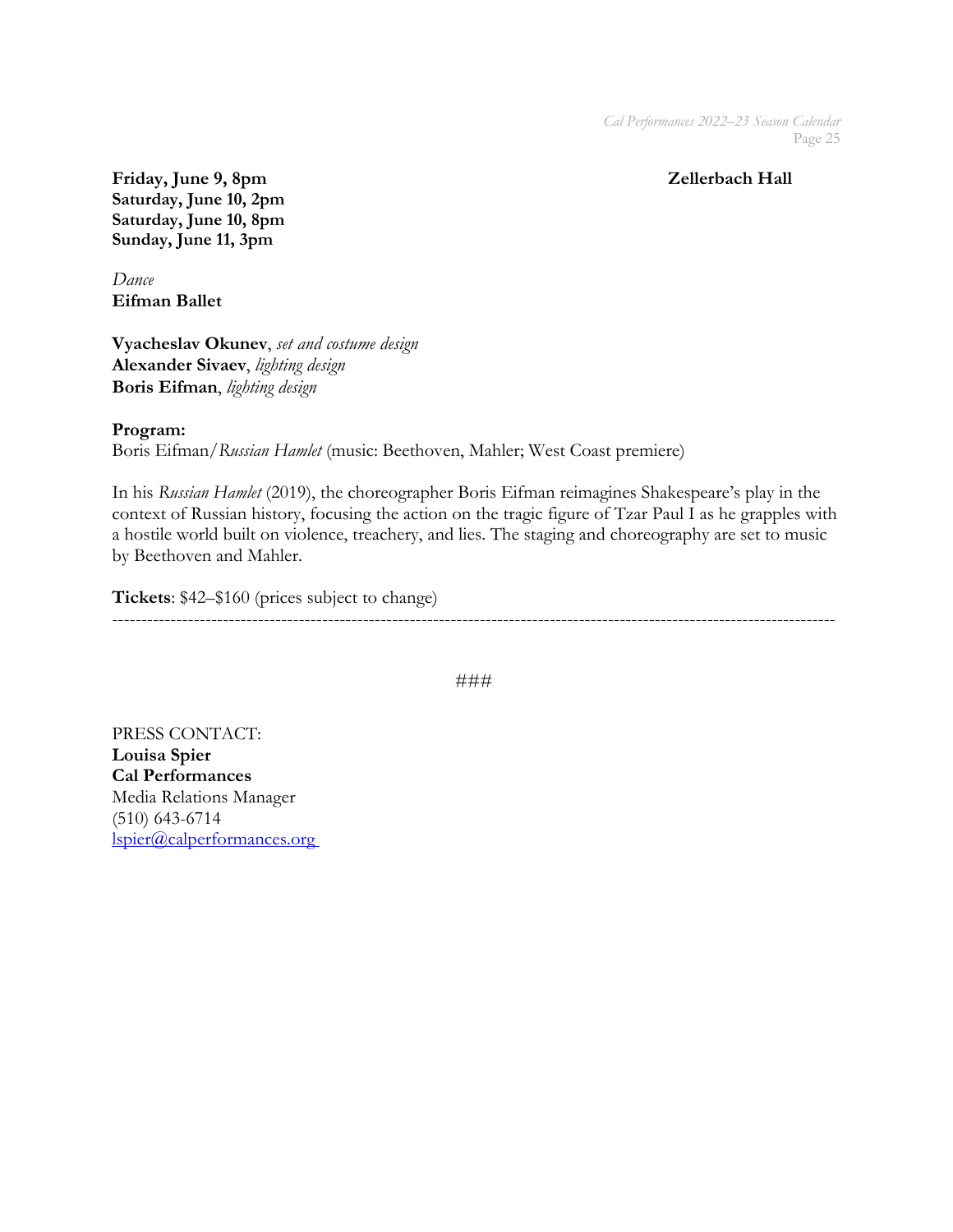**Friday, June 9, 8pm** **Zellerbach Hall**
**Saturday, June 10, 2pm**
**Saturday, June 10, 8pm**
**Sunday, June 11, 3pm**

*Dance*
**Eifman Ballet**

**Vyacheslav Okunev**, *set and costume design*
**Alexander Sivaev**, *lighting design*
**Boris Eifman**, *lighting design*

**Program:**
Boris Eifman/*Russian Hamlet* (music: Beethoven, Mahler; West Coast premiere)

In his *Russian Hamlet* (2019), the choreographer Boris Eifman reimagines Shakespeare's play in the context of Russian history, focusing the action on the tragic figure of Tzar Paul I as he grapples with a hostile world built on violence, treachery, and lies. The staging and choreography are set to music by Beethoven and Mahler.

**Tickets**: $42–$160 (prices subject to change)

---

###

PRESS CONTACT:
**Louisa Spier**
**Cal Performances**
Media Relations Manager
(510) 643-6714
lspier@calperformances.org